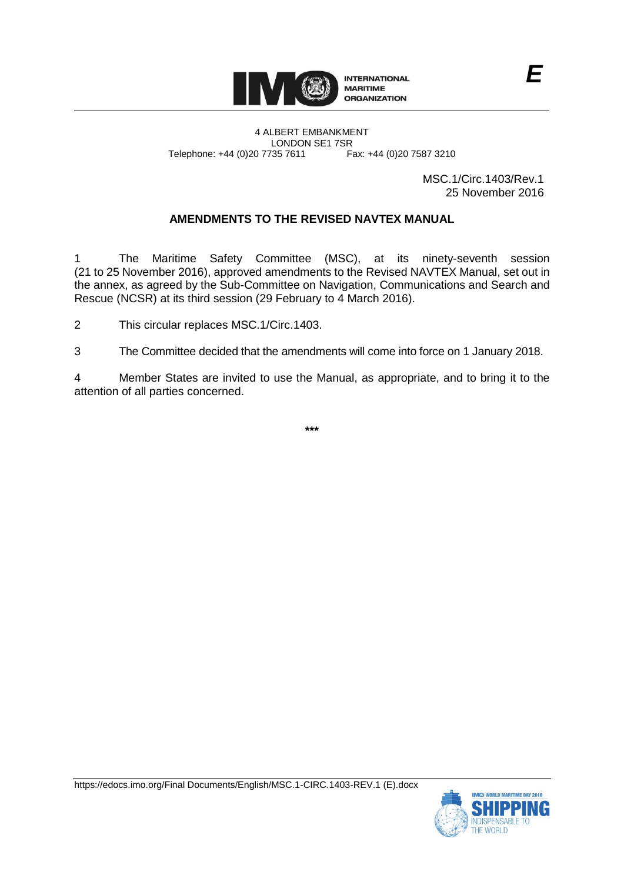INTERNATIONAL MARITIME ORGANIZATION

E

4 ALBERT EMBANKMENT
LONDON SE1 7SR
Telephone: +44 (0)20 7735 7611 Fax: +44 (0)20 7587 3210

MSC.1/Circ.1403/Rev.1
25 November 2016

## AMENDMENTS TO THE REVISED NAVTEX MANUAL

1 The Maritime Safety Committee (MSC), at its ninety-seventh session (21 to 25 November 2016), approved amendments to the Revised NAVTEX Manual, set out in the annex, as agreed by the Sub-Committee on Navigation, Communications and Search and Rescue (NCSR) at its third session (29 February to 4 March 2016).

2 This circular replaces MSC.1/Circ.1403.

3 The Committee decided that the amendments will come into force on 1 January 2018.

4 Member States are invited to use the Manual, as appropriate, and to bring it to the attention of all parties concerned.

***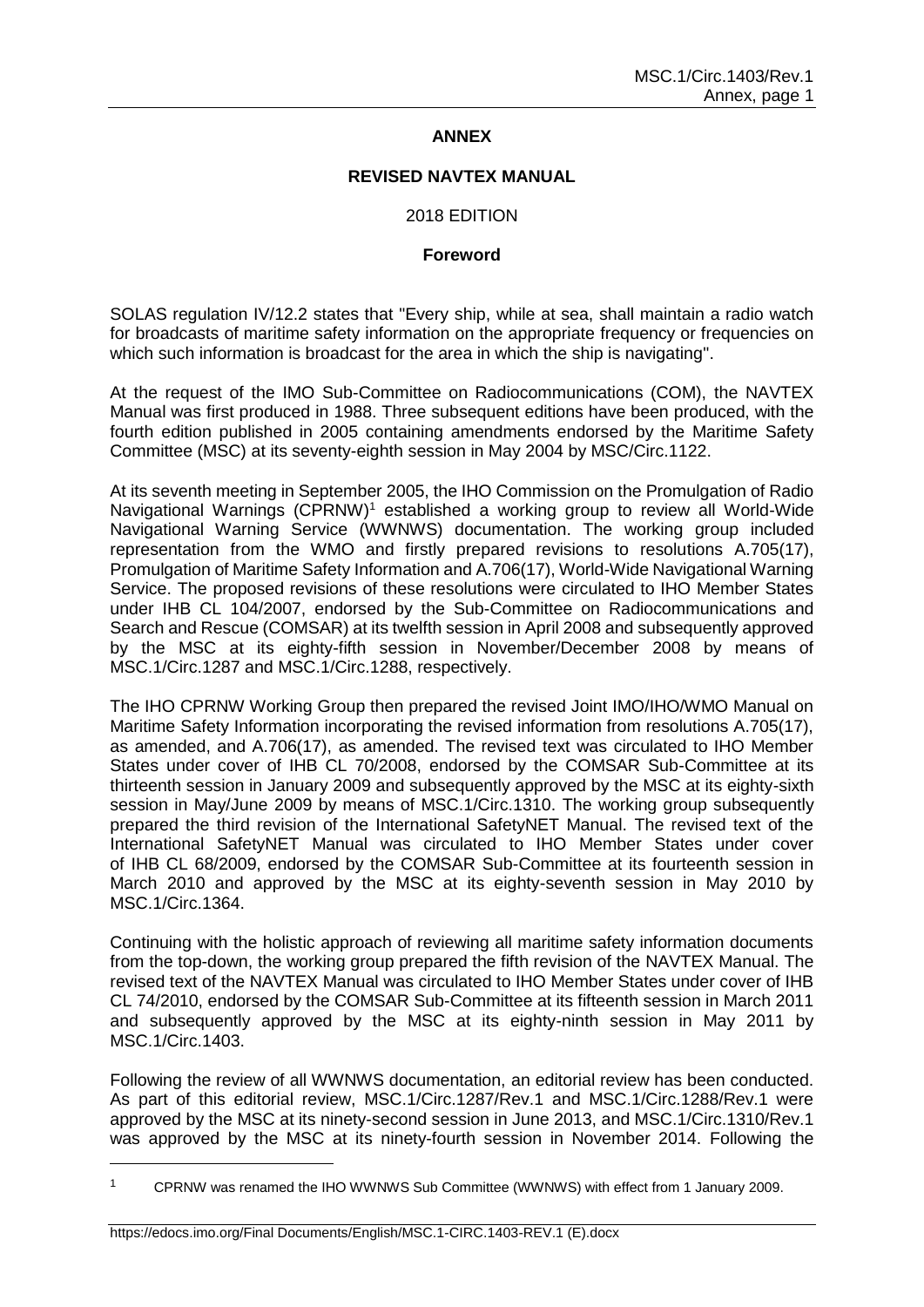# ANNEX

## REVISED NAVTEX MANUAL

2018 EDITION

### Foreword

SOLAS regulation IV/12.2 states that "Every ship, while at sea, shall maintain a radio watch for broadcasts of maritime safety information on the appropriate frequency or frequencies on which such information is broadcast for the area in which the ship is navigating".

At the request of the IMO Sub-Committee on Radiocommunications (COM), the NAVTEX Manual was first produced in 1988. Three subsequent editions have been produced, with the fourth edition published in 2005 containing amendments endorsed by the Maritime Safety Committee (MSC) at its seventy-eighth session in May 2004 by MSC/Circ.1122.

At its seventh meeting in September 2005, the IHO Commission on the Promulgation of Radio Navigational Warnings (CPRNW)[1] established a working group to review all World-Wide Navigational Warning Service (WWNWS) documentation. The working group included representation from the WMO and firstly prepared revisions to resolutions A.705(17), Promulgation of Maritime Safety Information and A.706(17), World-Wide Navigational Warning Service. The proposed revisions of these resolutions were circulated to IHO Member States under IHB CL 104/2007, endorsed by the Sub-Committee on Radiocommunications and Search and Rescue (COMSAR) at its twelfth session in April 2008 and subsequently approved by the MSC at its eighty-fifth session in November/December 2008 by means of MSC.1/Circ.1287 and MSC.1/Circ.1288, respectively.

The IHO CPRNW Working Group then prepared the revised Joint IMO/IHO/WMO Manual on Maritime Safety Information incorporating the revised information from resolutions A.705(17), as amended, and A.706(17), as amended. The revised text was circulated to IHO Member States under cover of IHB CL 70/2008, endorsed by the COMSAR Sub-Committee at its thirteenth session in January 2009 and subsequently approved by the MSC at its eighty-sixth session in May/June 2009 by means of MSC.1/Circ.1310. The working group subsequently prepared the third revision of the International SafetyNET Manual. The revised text of the International SafetyNET Manual was circulated to IHO Member States under cover of IHB CL 68/2009, endorsed by the COMSAR Sub-Committee at its fourteenth session in March 2010 and approved by the MSC at its eighty-seventh session in May 2010 by MSC.1/Circ.1364.

Continuing with the holistic approach of reviewing all maritime safety information documents from the top-down, the working group prepared the fifth revision of the NAVTEX Manual. The revised text of the NAVTEX Manual was circulated to IHO Member States under cover of IHB CL 74/2010, endorsed by the COMSAR Sub-Committee at its fifteenth session in March 2011 and subsequently approved by the MSC at its eighty-ninth session in May 2011 by MSC.1/Circ.1403.

Following the review of all WWNWS documentation, an editorial review has been conducted. As part of this editorial review, MSC.1/Circ.1287/Rev.1 and MSC.1/Circ.1288/Rev.1 were approved by the MSC at its ninety-second session in June 2013, and MSC.1/Circ.1310/Rev.1 was approved by the MSC at its ninety-fourth session in November 2014. Following the

[1] CPRNW was renamed the IHO WWNWS Sub Committee (WWNWS) with effect from 1 January 2009.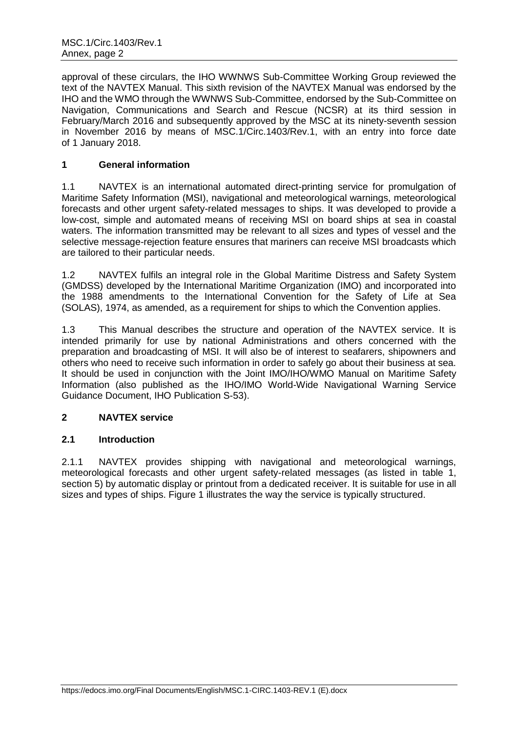approval of these circulars, the IHO WWNWS Sub-Committee Working Group reviewed the text of the NAVTEX Manual. This sixth revision of the NAVTEX Manual was endorsed by the IHO and the WMO through the WWNWS Sub-Committee, endorsed by the Sub-Committee on Navigation, Communications and Search and Rescue (NCSR) at its third session in February/March 2016 and subsequently approved by the MSC at its ninety-seventh session in November 2016 by means of MSC.1/Circ.1403/Rev.1, with an entry into force date of 1 January 2018.

## 1 General information

1.1 NAVTEX is an international automated direct-printing service for promulgation of Maritime Safety Information (MSI), navigational and meteorological warnings, meteorological forecasts and other urgent safety-related messages to ships. It was developed to provide a low-cost, simple and automated means of receiving MSI on board ships at sea in coastal waters. The information transmitted may be relevant to all sizes and types of vessel and the selective message-rejection feature ensures that mariners can receive MSI broadcasts which are tailored to their particular needs.

1.2 NAVTEX fulfils an integral role in the Global Maritime Distress and Safety System (GMDSS) developed by the International Maritime Organization (IMO) and incorporated into the 1988 amendments to the International Convention for the Safety of Life at Sea (SOLAS), 1974, as amended, as a requirement for ships to which the Convention applies.

1.3 This Manual describes the structure and operation of the NAVTEX service. It is intended primarily for use by national Administrations and others concerned with the preparation and broadcasting of MSI. It will also be of interest to seafarers, shipowners and others who need to receive such information in order to safely go about their business at sea. It should be used in conjunction with the Joint IMO/IHO/WMO Manual on Maritime Safety Information (also published as the IHO/IMO World-Wide Navigational Warning Service Guidance Document, IHO Publication S-53).

## 2 NAVTEX service

### 2.1 Introduction

2.1.1 NAVTEX provides shipping with navigational and meteorological warnings, meteorological forecasts and other urgent safety-related messages (as listed in table 1, section 5) by automatic display or printout from a dedicated receiver. It is suitable for use in all sizes and types of ships. Figure 1 illustrates the way the service is typically structured.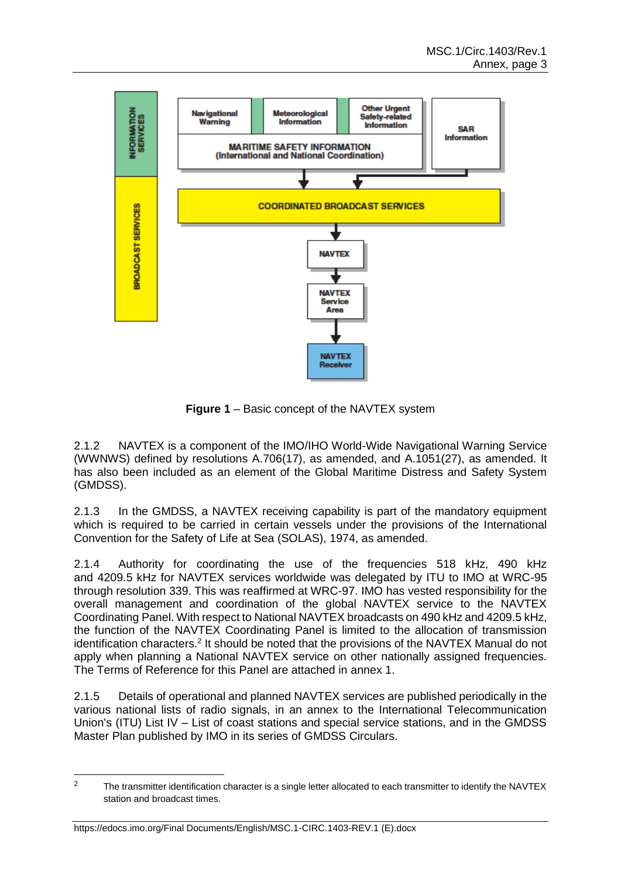**Figure 1** – Basic concept of the NAVTEX system

2.1.2 NAVTEX is a component of the IMO/IHO World-Wide Navigational Warning Service (WWNWS) defined by resolutions A.706(17), as amended, and A.1051(27), as amended. It has also been included as an element of the Global Maritime Distress and Safety System (GMDSS).

2.1.3 In the GMDSS, a NAVTEX receiving capability is part of the mandatory equipment which is required to be carried in certain vessels under the provisions of the International Convention for the Safety of Life at Sea (SOLAS), 1974, as amended.

2.1.4 Authority for coordinating the use of the frequencies 518 kHz, 490 kHz and 4209.5 kHz for NAVTEX services worldwide was delegated by ITU to IMO at WRC-95 through resolution 339. This was reaffirmed at WRC-97. IMO has vested responsibility for the overall management and coordination of the global NAVTEX service to the NAVTEX Coordinating Panel. With respect to National NAVTEX broadcasts on 490 kHz and 4209.5 kHz, the function of the NAVTEX Coordinating Panel is limited to the allocation of transmission identification characters.[2] It should be noted that the provisions of the NAVTEX Manual do not apply when planning a National NAVTEX service on other nationally assigned frequencies. The Terms of Reference for this Panel are attached in annex 1.

2.1.5 Details of operational and planned NAVTEX services are published periodically in the various national lists of radio signals, in an annex to the International Telecommunication Union's (ITU) List IV – List of coast stations and special service stations, and in the GMDSS Master Plan published by IMO in its series of GMDSS Circulars.

---

[2] The transmitter identification character is a single letter allocated to each transmitter to identify the NAVTEX station and broadcast times.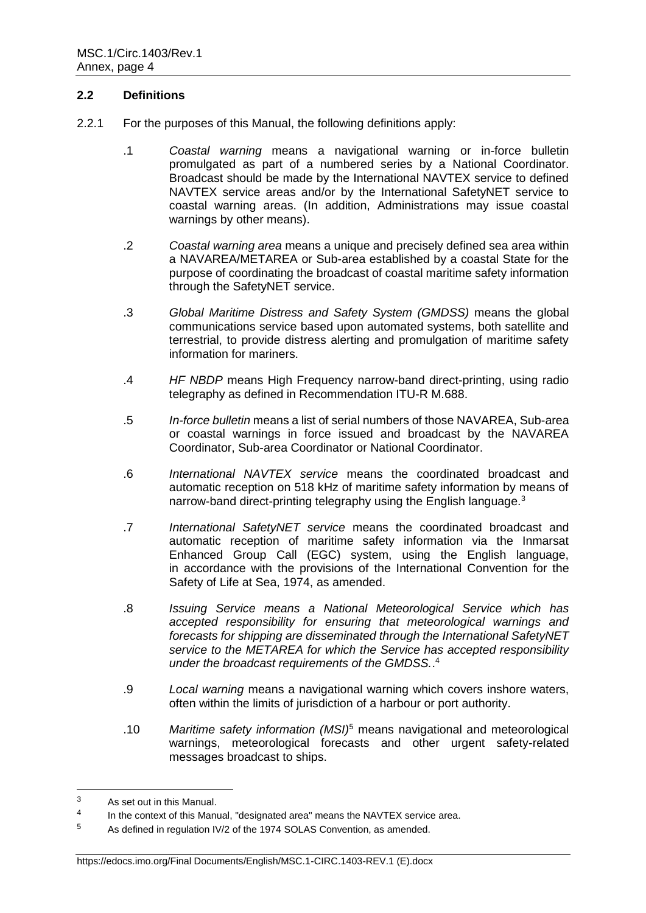## 2.2 Definitions

2.2.1 For the purposes of this Manual, the following definitions apply:

.1 *Coastal warning* means a navigational warning or in-force bulletin promulgated as part of a numbered series by a National Coordinator. Broadcast should be made by the International NAVTEX service to defined NAVTEX service areas and/or by the International SafetyNET service to coastal warning areas. (In addition, Administrations may issue coastal warnings by other means).

.2 *Coastal warning area* means a unique and precisely defined sea area within a NAVAREA/METAREA or Sub-area established by a coastal State for the purpose of coordinating the broadcast of coastal maritime safety information through the SafetyNET service.

.3 *Global Maritime Distress and Safety System (GMDSS)* means the global communications service based upon automated systems, both satellite and terrestrial, to provide distress alerting and promulgation of maritime safety information for mariners.

.4 *HF NBDP* means High Frequency narrow-band direct-printing, using radio telegraphy as defined in Recommendation ITU-R M.688.

.5 *In-force bulletin* means a list of serial numbers of those NAVAREA, Sub-area or coastal warnings in force issued and broadcast by the NAVAREA Coordinator, Sub-area Coordinator or National Coordinator.

.6 *International NAVTEX service* means the coordinated broadcast and automatic reception on 518 kHz of maritime safety information by means of narrow-band direct-printing telegraphy using the English language.[3]

.7 *International SafetyNET service* means the coordinated broadcast and automatic reception of maritime safety information via the Inmarsat Enhanced Group Call (EGC) system, using the English language, in accordance with the provisions of the International Convention for the Safety of Life at Sea, 1974, as amended.

.8 *Issuing Service means a National Meteorological Service which has accepted responsibility for ensuring that meteorological warnings and forecasts for shipping are disseminated through the International SafetyNET service to the METAREA for which the Service has accepted responsibility under the broadcast requirements of the GMDSS.*.[4]

.9 *Local warning* means a navigational warning which covers inshore waters, often within the limits of jurisdiction of a harbour or port authority.

.10 *Maritime safety information (MSI)*[5] means navigational and meteorological warnings, meteorological forecasts and other urgent safety-related messages broadcast to ships.

---

[3] As set out in this Manual.

[4] In the context of this Manual, "designated area" means the NAVTEX service area.

[5] As defined in regulation IV/2 of the 1974 SOLAS Convention, as amended.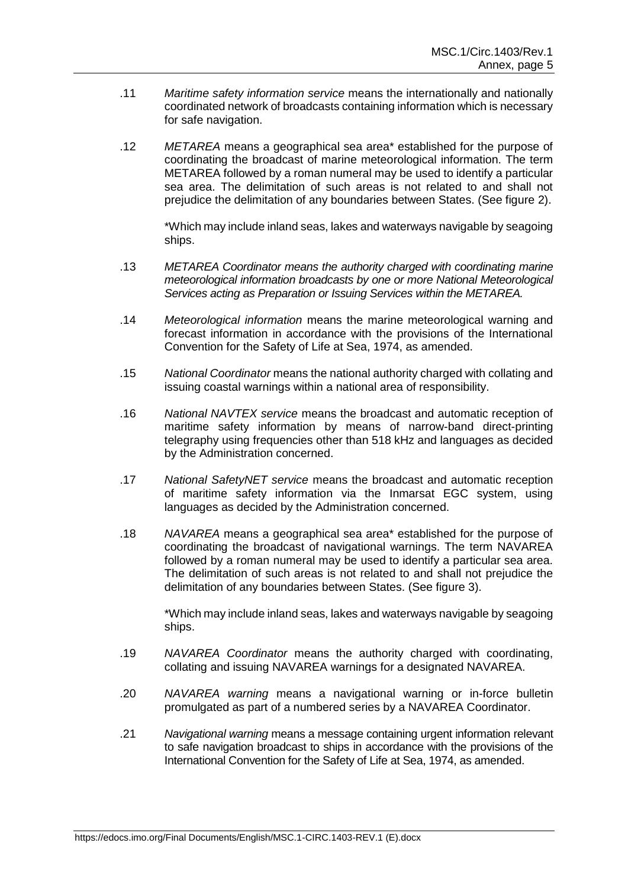.11 *Maritime safety information service* means the internationally and nationally coordinated network of broadcasts containing information which is necessary for safe navigation.

.12 *METAREA* means a geographical sea area* established for the purpose of coordinating the broadcast of marine meteorological information. The term METAREA followed by a roman numeral may be used to identify a particular sea area. The delimitation of such areas is not related to and shall not prejudice the delimitation of any boundaries between States. (See figure 2).

*Which may include inland seas, lakes and waterways navigable by seagoing ships.

.13 *METAREA Coordinator means the authority charged with coordinating marine meteorological information broadcasts by one or more National Meteorological Services acting as Preparation or Issuing Services within the METAREA.*

.14 *Meteorological information* means the marine meteorological warning and forecast information in accordance with the provisions of the International Convention for the Safety of Life at Sea, 1974, as amended.

.15 *National Coordinator* means the national authority charged with collating and issuing coastal warnings within a national area of responsibility.

.16 *National NAVTEX service* means the broadcast and automatic reception of maritime safety information by means of narrow-band direct-printing telegraphy using frequencies other than 518 kHz and languages as decided by the Administration concerned.

.17 *National SafetyNET service* means the broadcast and automatic reception of maritime safety information via the Inmarsat EGC system, using languages as decided by the Administration concerned.

.18 *NAVAREA* means a geographical sea area* established for the purpose of coordinating the broadcast of navigational warnings. The term NAVAREA followed by a roman numeral may be used to identify a particular sea area. The delimitation of such areas is not related to and shall not prejudice the delimitation of any boundaries between States. (See figure 3).

*Which may include inland seas, lakes and waterways navigable by seagoing ships.

.19 *NAVAREA Coordinator* means the authority charged with coordinating, collating and issuing NAVAREA warnings for a designated NAVAREA.

.20 *NAVAREA warning* means a navigational warning or in-force bulletin promulgated as part of a numbered series by a NAVAREA Coordinator.

.21 *Navigational warning* means a message containing urgent information relevant to safe navigation broadcast to ships in accordance with the provisions of the International Convention for the Safety of Life at Sea, 1974, as amended.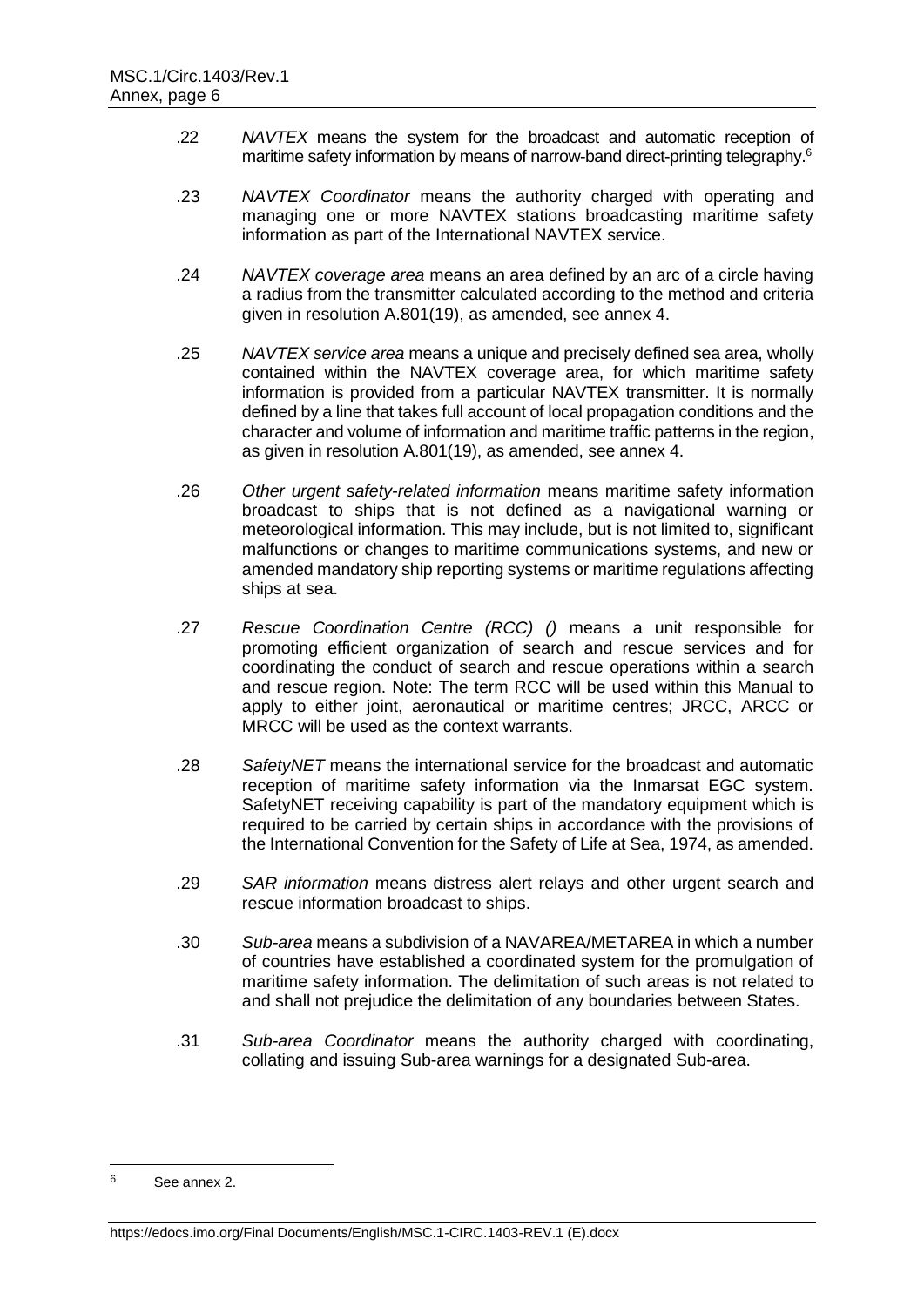.22 *NAVTEX* means the system for the broadcast and automatic reception of maritime safety information by means of narrow-band direct-printing telegraphy.[6]

.23 *NAVTEX Coordinator* means the authority charged with operating and managing one or more NAVTEX stations broadcasting maritime safety information as part of the International NAVTEX service.

.24 *NAVTEX coverage area* means an area defined by an arc of a circle having a radius from the transmitter calculated according to the method and criteria given in resolution A.801(19), as amended, see annex 4.

.25 *NAVTEX service area* means a unique and precisely defined sea area, wholly contained within the NAVTEX coverage area, for which maritime safety information is provided from a particular NAVTEX transmitter. It is normally defined by a line that takes full account of local propagation conditions and the character and volume of information and maritime traffic patterns in the region, as given in resolution A.801(19), as amended, see annex 4.

.26 *Other urgent safety-related information* means maritime safety information broadcast to ships that is not defined as a navigational warning or meteorological information. This may include, but is not limited to, significant malfunctions or changes to maritime communications systems, and new or amended mandatory ship reporting systems or maritime regulations affecting ships at sea.

.27 *Rescue Coordination Centre (RCC) ()* means a unit responsible for promoting efficient organization of search and rescue services and for coordinating the conduct of search and rescue operations within a search and rescue region. Note: The term RCC will be used within this Manual to apply to either joint, aeronautical or maritime centres; JRCC, ARCC or MRCC will be used as the context warrants.

.28 *SafetyNET* means the international service for the broadcast and automatic reception of maritime safety information via the Inmarsat EGC system. SafetyNET receiving capability is part of the mandatory equipment which is required to be carried by certain ships in accordance with the provisions of the International Convention for the Safety of Life at Sea, 1974, as amended.

.29 *SAR information* means distress alert relays and other urgent search and rescue information broadcast to ships.

.30 *Sub-area* means a subdivision of a NAVAREA/METAREA in which a number of countries have established a coordinated system for the promulgation of maritime safety information. The delimitation of such areas is not related to and shall not prejudice the delimitation of any boundaries between States.

.31 *Sub-area Coordinator* means the authority charged with coordinating, collating and issuing Sub-area warnings for a designated Sub-area.

---

[6] See annex 2.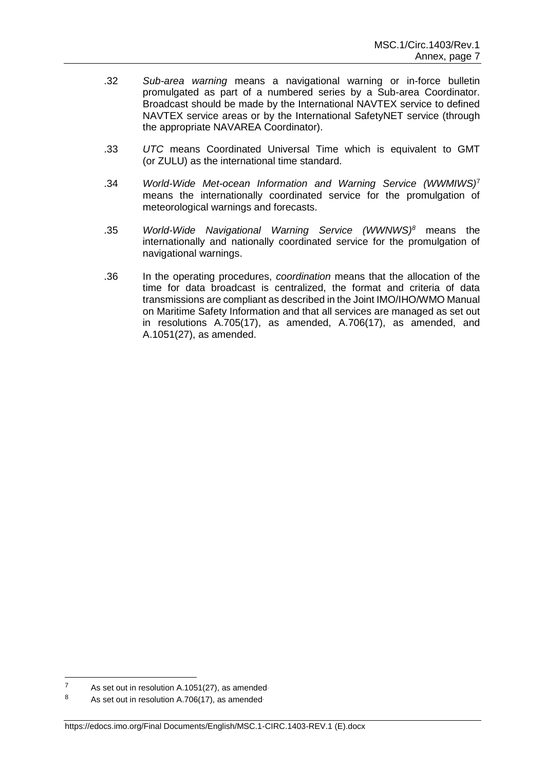.32 *Sub-area warning* means a navigational warning or in-force bulletin promulgated as part of a numbered series by a Sub-area Coordinator. Broadcast should be made by the International NAVTEX service to defined NAVTEX service areas or by the International SafetyNET service (through the appropriate NAVAREA Coordinator).

.33 *UTC* means Coordinated Universal Time which is equivalent to GMT (or ZULU) as the international time standard.

.34 *World-Wide Met-ocean Information and Warning Service (WWMIWS)*[7] means the internationally coordinated service for the promulgation of meteorological warnings and forecasts.

.35 *World-Wide Navigational Warning Service (WWNWS)*[8] means the internationally and nationally coordinated service for the promulgation of navigational warnings.

.36 In the operating procedures, *coordination* means that the allocation of the time for data broadcast is centralized, the format and criteria of data transmissions are compliant as described in the Joint IMO/IHO/WMO Manual on Maritime Safety Information and that all services are managed as set out in resolutions A.705(17), as amended, A.706(17), as amended, and A.1051(27), as amended.

---

[7] As set out in resolution A.1051(27), as amended.

[8] As set out in resolution A.706(17), as amended.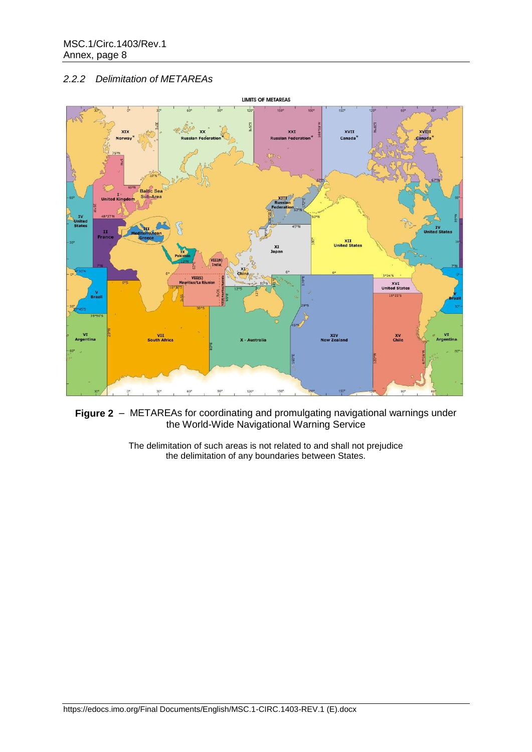### *2.2.2 Delimitation of METAREAs*

**Figure 2** – METAREAs for coordinating and promulgating navigational warnings under the World-Wide Navigational Warning Service

The delimitation of such areas is not related to and shall not prejudice the delimitation of any boundaries between States.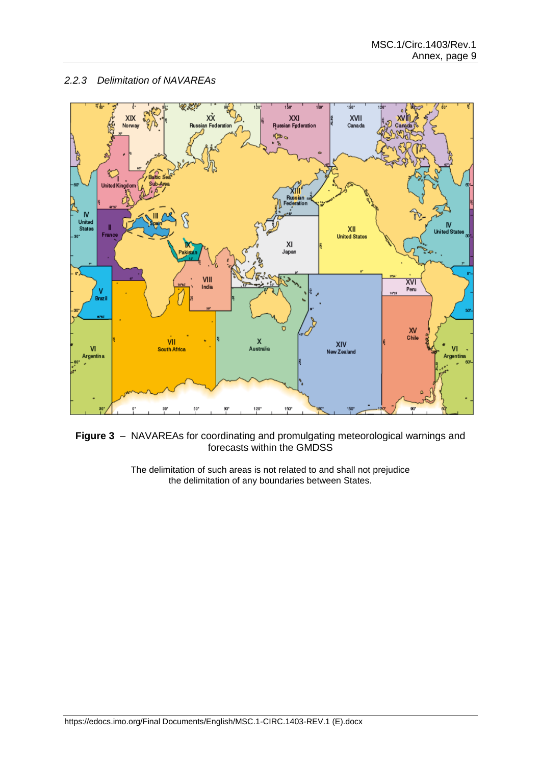### 2.2.3 *Delimitation of NAVAREAs*

**Figure 3** – NAVAREAs for coordinating and promulgating meteorological warnings and forecasts within the GMDSS

The delimitation of such areas is not related to and shall not prejudice the delimitation of any boundaries between States.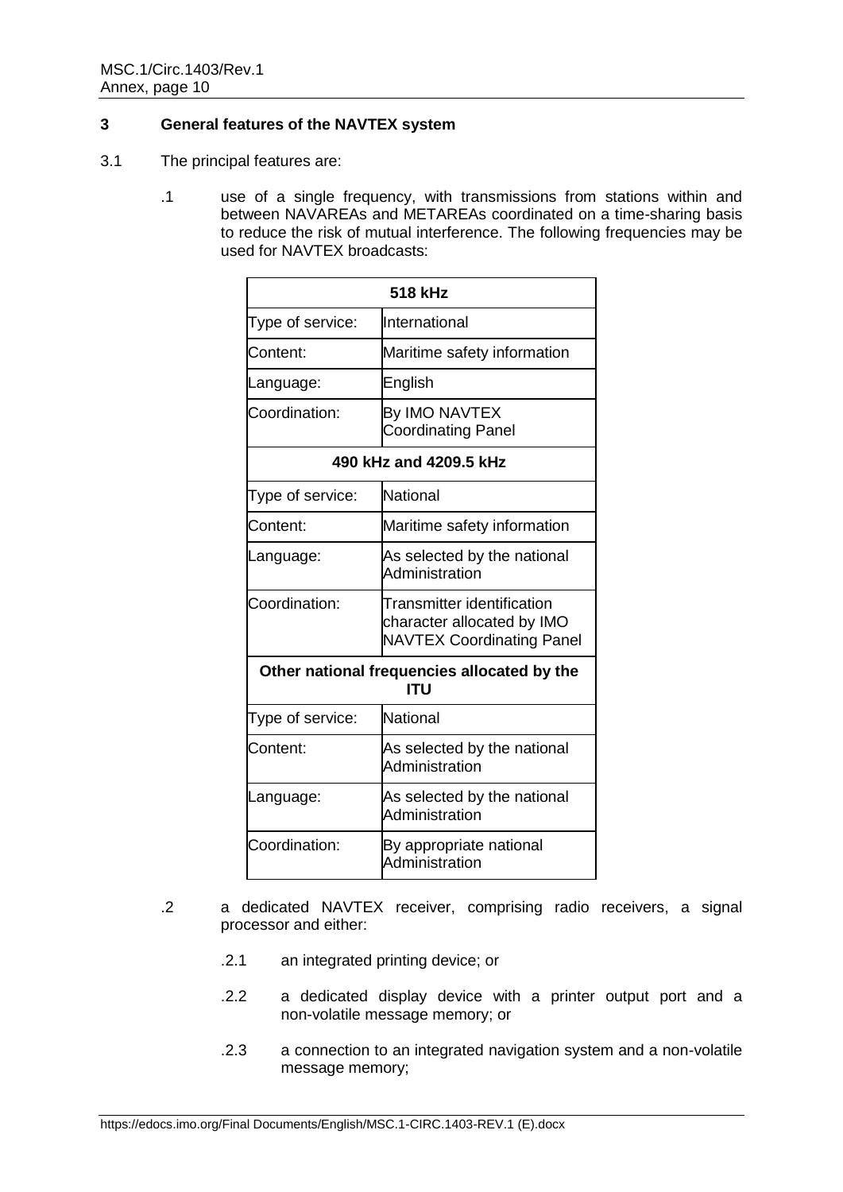## 3 General features of the NAVTEX system

3.1 The principal features are:

.1 use of a single frequency, with transmissions from stations within and between NAVAREAs and METAREAs coordinated on a time-sharing basis to reduce the risk of mutual interference. The following frequencies may be used for NAVTEX broadcasts:

| **518 kHz** | |
|---|---|
| Type of service: | International |
| Content: | Maritime safety information |
| Language: | English |
| Coordination: | By IMO NAVTEX Coordinating Panel |
| **490 kHz and 4209.5 kHz** | |
| Type of service: | National |
| Content: | Maritime safety information |
| Language: | As selected by the national Administration |
| Coordination: | Transmitter identification character allocated by IMO NAVTEX Coordinating Panel |
| **Other national frequencies allocated by the ITU** | |
| Type of service: | National |
| Content: | As selected by the national Administration |
| Language: | As selected by the national Administration |
| Coordination: | By appropriate national Administration |

.2 a dedicated NAVTEX receiver, comprising radio receivers, a signal processor and either:

.2.1 an integrated printing device; or

.2.2 a dedicated display device with a printer output port and a non-volatile message memory; or

.2.3 a connection to an integrated navigation system and a non-volatile message memory;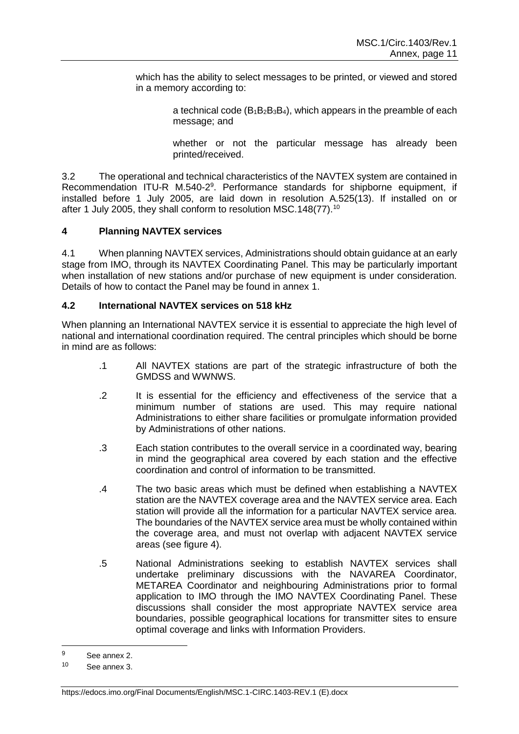which has the ability to select messages to be printed, or viewed and stored in a memory according to:

a technical code ($B_1B_2B_3B_4$), which appears in the preamble of each message; and

whether or not the particular message has already been printed/received.

3.2 The operational and technical characteristics of the NAVTEX system are contained in Recommendation ITU-R M.540-2[9]. Performance standards for shipborne equipment, if installed before 1 July 2005, are laid down in resolution A.525(13). If installed on or after 1 July 2005, they shall conform to resolution MSC.148(77).[10]

## 4 Planning NAVTEX services

4.1 When planning NAVTEX services, Administrations should obtain guidance at an early stage from IMO, through its NAVTEX Coordinating Panel. This may be particularly important when installation of new stations and/or purchase of new equipment is under consideration. Details of how to contact the Panel may be found in annex 1.

### 4.2 International NAVTEX services on 518 kHz

When planning an International NAVTEX service it is essential to appreciate the high level of national and international coordination required. The central principles which should be borne in mind are as follows:

.1 All NAVTEX stations are part of the strategic infrastructure of both the GMDSS and WWNWS.

.2 It is essential for the efficiency and effectiveness of the service that a minimum number of stations are used. This may require national Administrations to either share facilities or promulgate information provided by Administrations of other nations.

.3 Each station contributes to the overall service in a coordinated way, bearing in mind the geographical area covered by each station and the effective coordination and control of information to be transmitted.

.4 The two basic areas which must be defined when establishing a NAVTEX station are the NAVTEX coverage area and the NAVTEX service area. Each station will provide all the information for a particular NAVTEX service area. The boundaries of the NAVTEX service area must be wholly contained within the coverage area, and must not overlap with adjacent NAVTEX service areas (see figure 4).

.5 National Administrations seeking to establish NAVTEX services shall undertake preliminary discussions with the NAVAREA Coordinator, METAREA Coordinator and neighbouring Administrations prior to formal application to IMO through the IMO NAVTEX Coordinating Panel. These discussions shall consider the most appropriate NAVTEX service area boundaries, possible geographical locations for transmitter sites to ensure optimal coverage and links with Information Providers.

---

[9] See annex 2.

[10] See annex 3.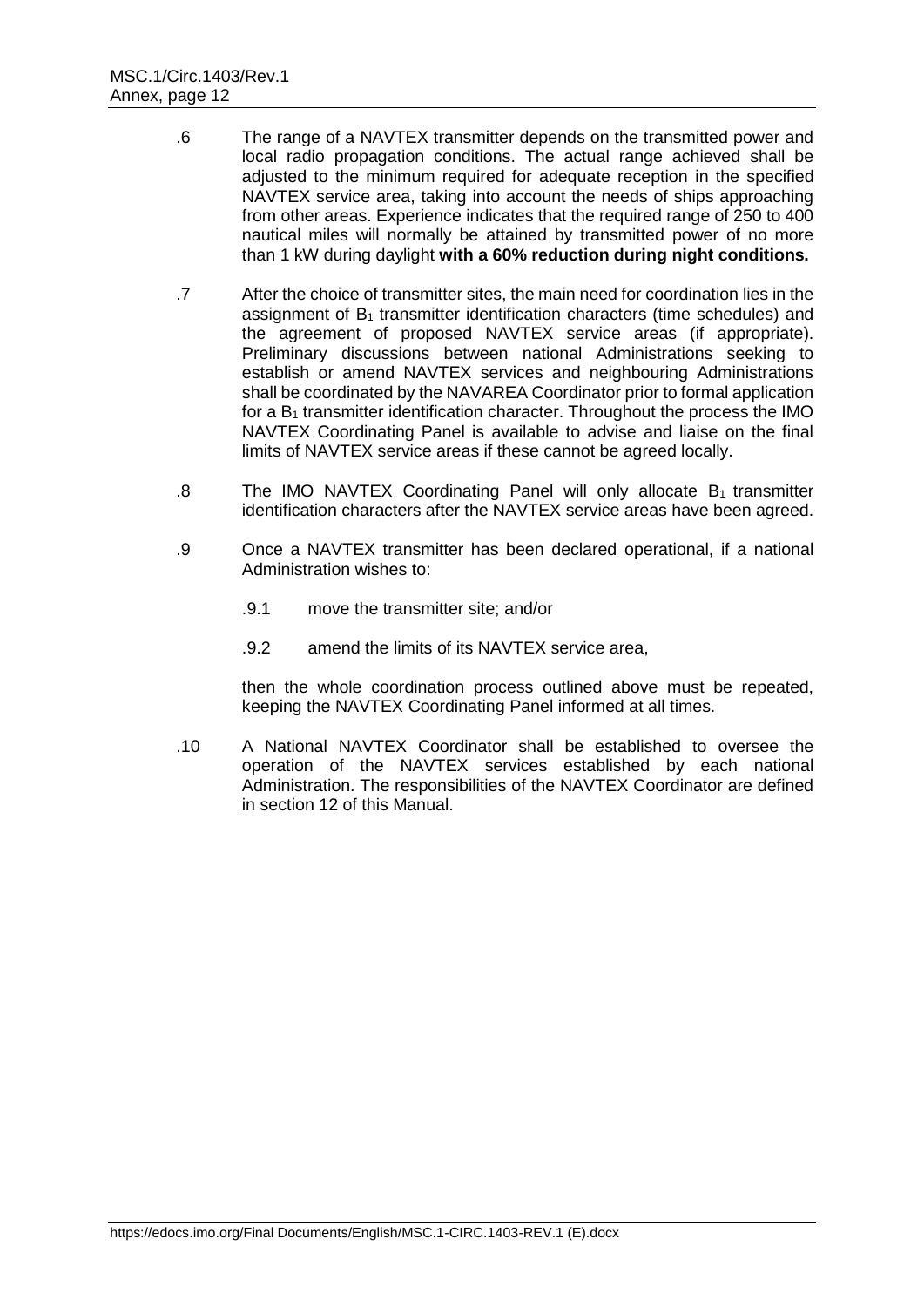.6 The range of a NAVTEX transmitter depends on the transmitted power and local radio propagation conditions. The actual range achieved shall be adjusted to the minimum required for adequate reception in the specified NAVTEX service area, taking into account the needs of ships approaching from other areas. Experience indicates that the required range of 250 to 400 nautical miles will normally be attained by transmitted power of no more than 1 kW during daylight **with a 60% reduction during night conditions.**

.7 After the choice of transmitter sites, the main need for coordination lies in the assignment of $B_1$ transmitter identification characters (time schedules) and the agreement of proposed NAVTEX service areas (if appropriate). Preliminary discussions between national Administrations seeking to establish or amend NAVTEX services and neighbouring Administrations shall be coordinated by the NAVAREA Coordinator prior to formal application for a $B_1$ transmitter identification character. Throughout the process the IMO NAVTEX Coordinating Panel is available to advise and liaise on the final limits of NAVTEX service areas if these cannot be agreed locally.

.8 The IMO NAVTEX Coordinating Panel will only allocate $B_1$ transmitter identification characters after the NAVTEX service areas have been agreed.

.9 Once a NAVTEX transmitter has been declared operational, if a national Administration wishes to:

.9.1 move the transmitter site; and/or

.9.2 amend the limits of its NAVTEX service area,

then the whole coordination process outlined above must be repeated, keeping the NAVTEX Coordinating Panel informed at all times.

.10 A National NAVTEX Coordinator shall be established to oversee the operation of the NAVTEX services established by each national Administration. The responsibilities of the NAVTEX Coordinator are defined in section 12 of this Manual.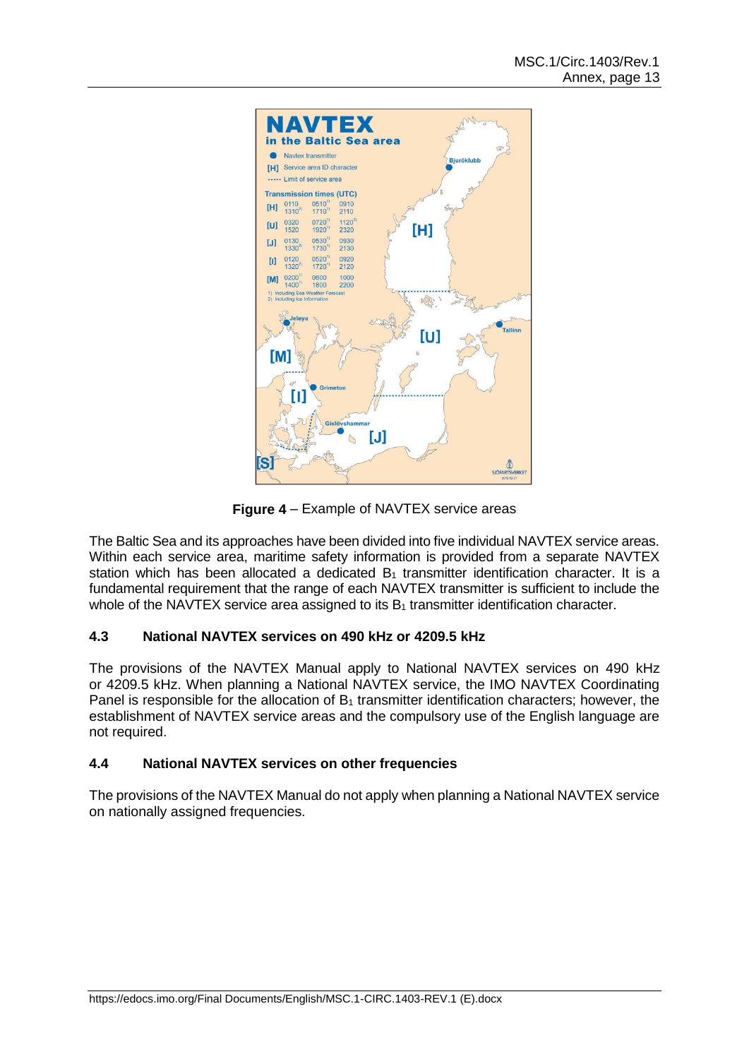**Figure 4** – Example of NAVTEX service areas

The Baltic Sea and its approaches have been divided into five individual NAVTEX service areas. Within each service area, maritime safety information is provided from a separate NAVTEX station which has been allocated a dedicated $B_1$ transmitter identification character. It is a fundamental requirement that the range of each NAVTEX transmitter is sufficient to include the whole of the NAVTEX service area assigned to its $B_1$ transmitter identification character.

### 4.3 National NAVTEX services on 490 kHz or 4209.5 kHz

The provisions of the NAVTEX Manual apply to National NAVTEX services on 490 kHz or 4209.5 kHz. When planning a National NAVTEX service, the IMO NAVTEX Coordinating Panel is responsible for the allocation of $B_1$ transmitter identification characters; however, the establishment of NAVTEX service areas and the compulsory use of the English language are not required.

### 4.4 National NAVTEX services on other frequencies

The provisions of the NAVTEX Manual do not apply when planning a National NAVTEX service on nationally assigned frequencies.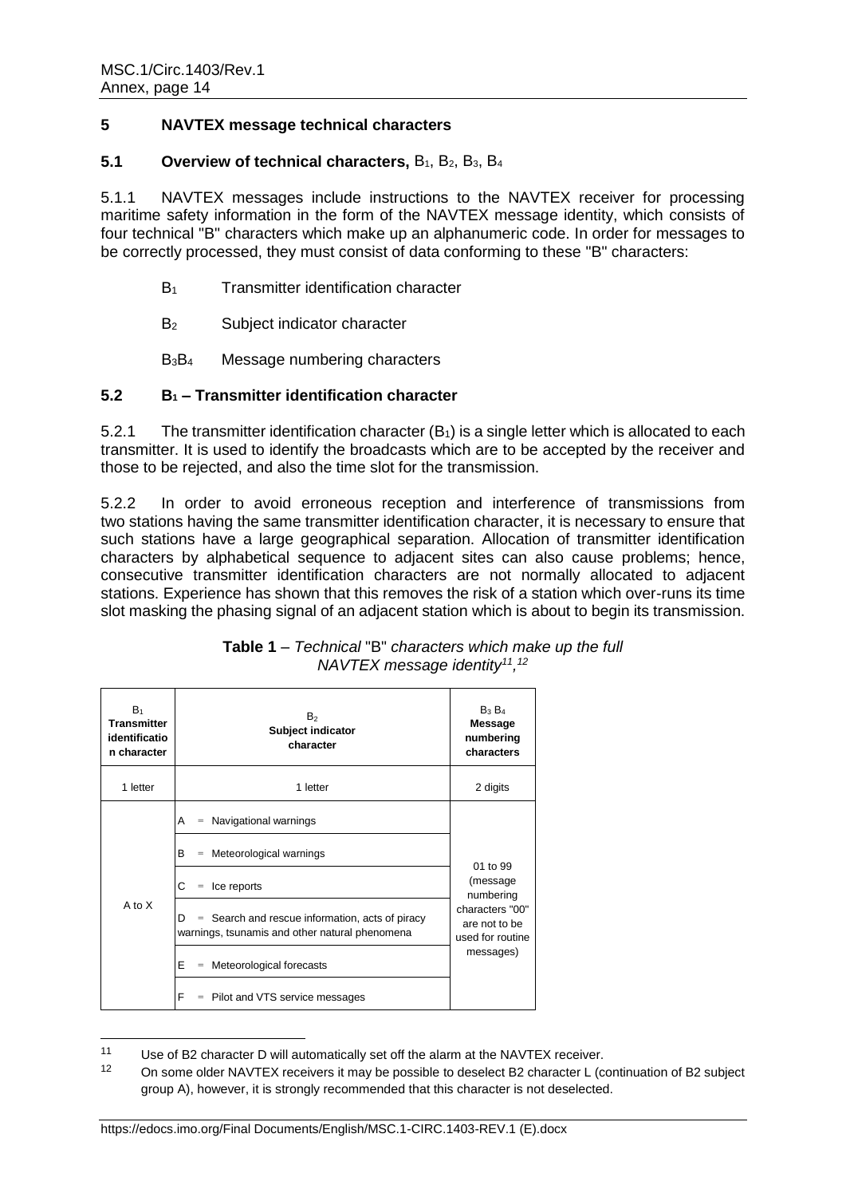## 5 NAVTEX message technical characters

### 5.1 Overview of technical characters, $B_1$, $B_2$, $B_3$, $B_4$

5.1.1 NAVTEX messages include instructions to the NAVTEX receiver for processing maritime safety information in the form of the NAVTEX message identity, which consists of four technical "B" characters which make up an alphanumeric code. In order for messages to be correctly processed, they must consist of data conforming to these "B" characters:

- $B_1$ Transmitter identification character
- $B_2$ Subject indicator character
- $B_3B_4$ Message numbering characters

### 5.2 $B_1$ – Transmitter identification character

5.2.1 The transmitter identification character ($B_1$) is a single letter which is allocated to each transmitter. It is used to identify the broadcasts which are to be accepted by the receiver and those to be rejected, and also the time slot for the transmission.

5.2.2 In order to avoid erroneous reception and interference of transmissions from two stations having the same transmitter identification character, it is necessary to ensure that such stations have a large geographical separation. Allocation of transmitter identification characters by alphabetical sequence to adjacent sites can also cause problems; hence, consecutive transmitter identification characters are not normally allocated to adjacent stations. Experience has shown that this removes the risk of a station which over-runs its time slot masking the phasing signal of an adjacent station which is about to begin its transmission.

**Table 1** – *Technical "B" characters which make up the full NAVTEX message identity*[11,12]

| $B_1$ **Transmitter identification character** | $B_2$ **Subject indicator character** | $B_3$ $B_4$ **Message numbering characters** |
|---|---|---|
| 1 letter | 1 letter | 2 digits |
| A to X | A = Navigational warnings | 01 to 99 (message numbering characters "00" are not to be used for routine messages) |
| | B = Meteorological warnings | |
| | C = Ice reports | |
| | D = Search and rescue information, acts of piracy warnings, tsunamis and other natural phenomena | |
| | E = Meteorological forecasts | |
| | F = Pilot and VTS service messages | |

---

[11] Use of B2 character D will automatically set off the alarm at the NAVTEX receiver.

[12] On some older NAVTEX receivers it may be possible to deselect B2 character L (continuation of B2 subject group A), however, it is strongly recommended that this character is not deselected.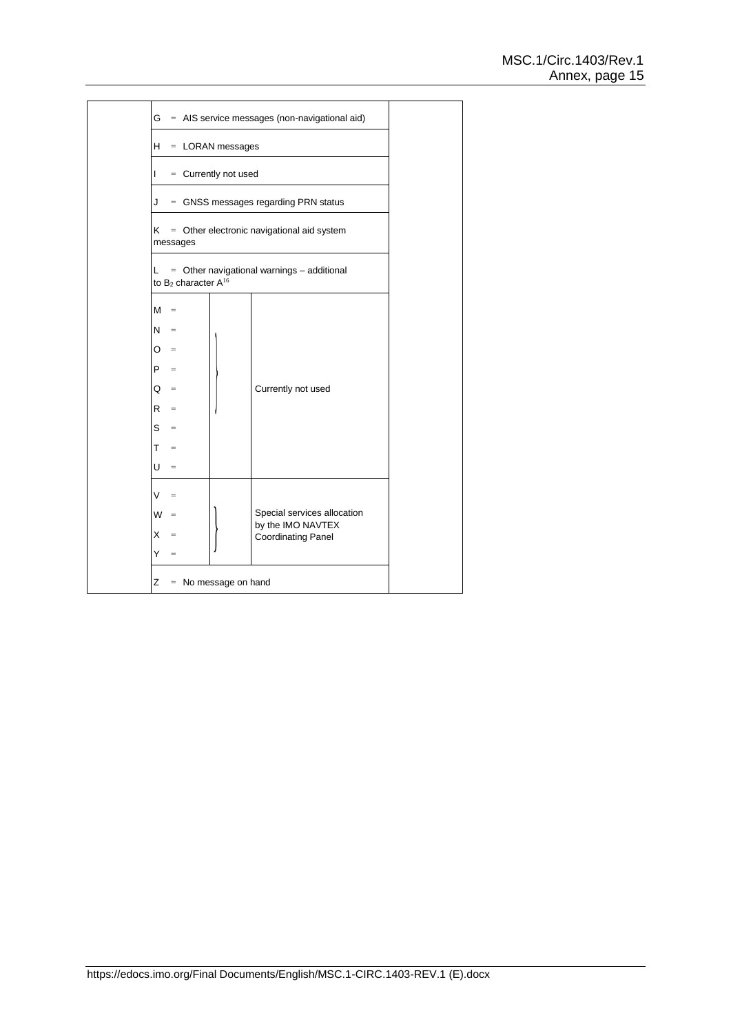| | | | | |
|---|---|---|---|---|
| | G = AIS service messages (non-navigational aid) | | | |
| | H = LORAN messages | | | |
| | I = Currently not used | | | |
| | J = GNSS messages regarding PRN status | | | |
| | K = Other electronic navigational aid system messages | | | |
| | L = Other navigational warnings – additional to $B_2$ character A[16] | | | |
| | M =<br>N =<br>O =<br>P =<br>Q =<br>R =<br>S =<br>T =<br>U = | } | Currently not used | |
| | V =<br>W =<br>X =<br>Y = | } | Special services allocation by the IMO NAVTEX Coordinating Panel | |
| | Z = No message on hand | | | |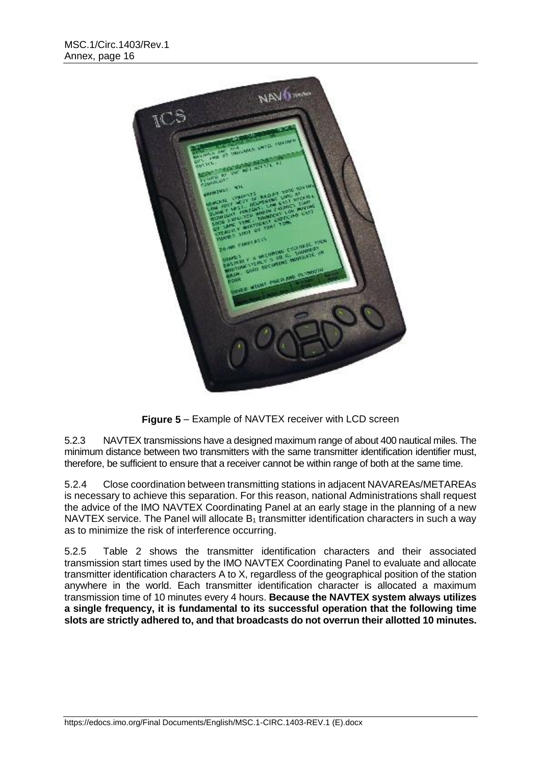**Figure 5** – Example of NAVTEX receiver with LCD screen

5.2.3 NAVTEX transmissions have a designed maximum range of about 400 nautical miles. The minimum distance between two transmitters with the same transmitter identification identifier must, therefore, be sufficient to ensure that a receiver cannot be within range of both at the same time.

5.2.4 Close coordination between transmitting stations in adjacent NAVAREAs/METAREAs is necessary to achieve this separation. For this reason, national Administrations shall request the advice of the IMO NAVTEX Coordinating Panel at an early stage in the planning of a new NAVTEX service. The Panel will allocate $B_1$ transmitter identification characters in such a way as to minimize the risk of interference occurring.

5.2.5 Table 2 shows the transmitter identification characters and their associated transmission start times used by the IMO NAVTEX Coordinating Panel to evaluate and allocate transmitter identification characters A to X, regardless of the geographical position of the station anywhere in the world. Each transmitter identification character is allocated a maximum transmission time of 10 minutes every 4 hours. **Because the NAVTEX system always utilizes a single frequency, it is fundamental to its successful operation that the following time slots are strictly adhered to, and that broadcasts do not overrun their allotted 10 minutes.**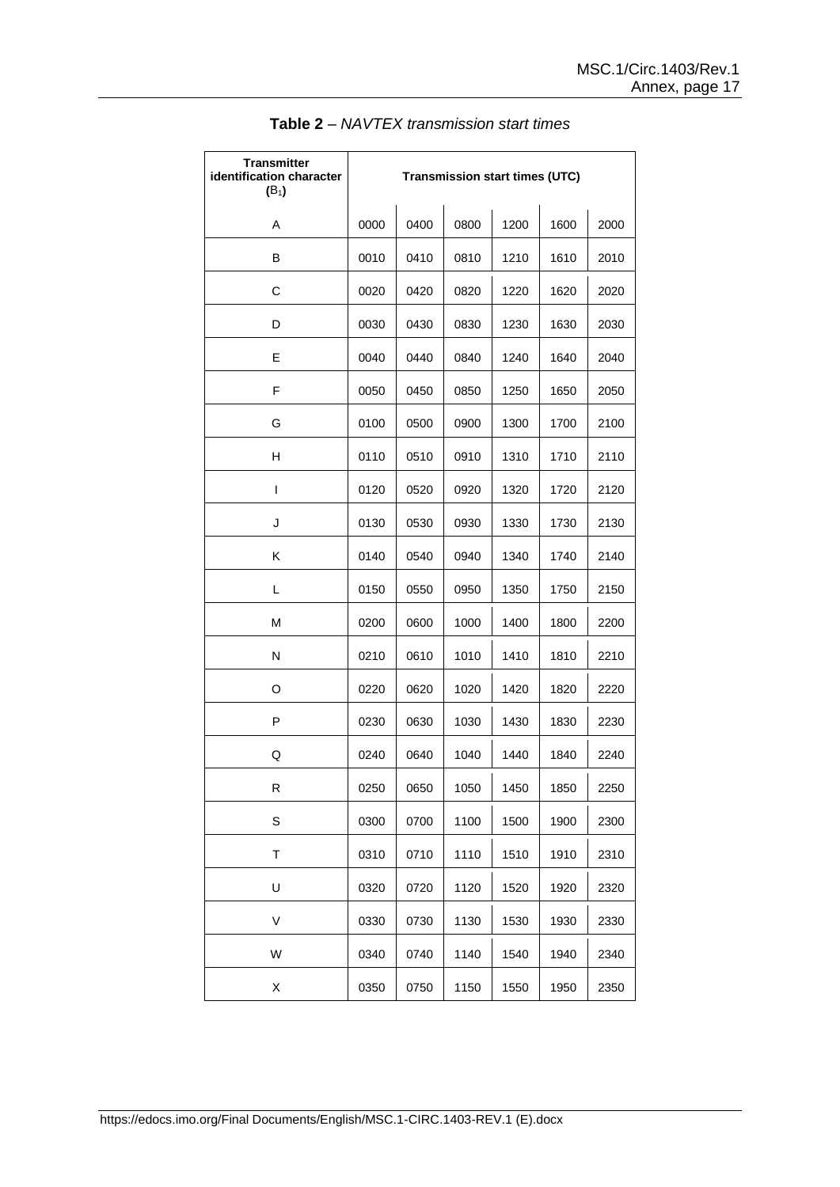**Table 2** – *NAVTEX transmission start times*

| Transmitter identification character ($B_1$) | Transmission start times (UTC) | | | | | |
|---|---|---|---|---|---|---|
| A | 0000 | 0400 | 0800 | 1200 | 1600 | 2000 |
| B | 0010 | 0410 | 0810 | 1210 | 1610 | 2010 |
| C | 0020 | 0420 | 0820 | 1220 | 1620 | 2020 |
| D | 0030 | 0430 | 0830 | 1230 | 1630 | 2030 |
| E | 0040 | 0440 | 0840 | 1240 | 1640 | 2040 |
| F | 0050 | 0450 | 0850 | 1250 | 1650 | 2050 |
| G | 0100 | 0500 | 0900 | 1300 | 1700 | 2100 |
| H | 0110 | 0510 | 0910 | 1310 | 1710 | 2110 |
| I | 0120 | 0520 | 0920 | 1320 | 1720 | 2120 |
| J | 0130 | 0530 | 0930 | 1330 | 1730 | 2130 |
| K | 0140 | 0540 | 0940 | 1340 | 1740 | 2140 |
| L | 0150 | 0550 | 0950 | 1350 | 1750 | 2150 |
| M | 0200 | 0600 | 1000 | 1400 | 1800 | 2200 |
| N | 0210 | 0610 | 1010 | 1410 | 1810 | 2210 |
| O | 0220 | 0620 | 1020 | 1420 | 1820 | 2220 |
| P | 0230 | 0630 | 1030 | 1430 | 1830 | 2230 |
| Q | 0240 | 0640 | 1040 | 1440 | 1840 | 2240 |
| R | 0250 | 0650 | 1050 | 1450 | 1850 | 2250 |
| S | 0300 | 0700 | 1100 | 1500 | 1900 | 2300 |
| T | 0310 | 0710 | 1110 | 1510 | 1910 | 2310 |
| U | 0320 | 0720 | 1120 | 1520 | 1920 | 2320 |
| V | 0330 | 0730 | 1130 | 1530 | 1930 | 2330 |
| W | 0340 | 0740 | 1140 | 1540 | 1940 | 2340 |
| X | 0350 | 0750 | 1150 | 1550 | 1950 | 2350 |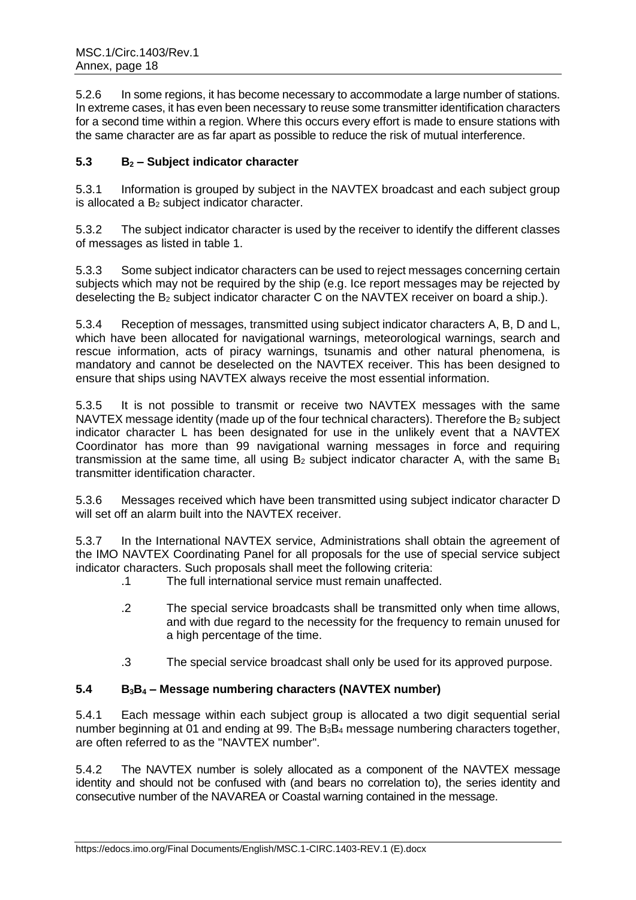5.2.6 In some regions, it has become necessary to accommodate a large number of stations. In extreme cases, it has even been necessary to reuse some transmitter identification characters for a second time within a region. Where this occurs every effort is made to ensure stations with the same character are as far apart as possible to reduce the risk of mutual interference.

### 5.3 $B_2$ – Subject indicator character

5.3.1 Information is grouped by subject in the NAVTEX broadcast and each subject group is allocated a $B_2$ subject indicator character.

5.3.2 The subject indicator character is used by the receiver to identify the different classes of messages as listed in table 1.

5.3.3 Some subject indicator characters can be used to reject messages concerning certain subjects which may not be required by the ship (e.g. Ice report messages may be rejected by deselecting the $B_2$ subject indicator character C on the NAVTEX receiver on board a ship.).

5.3.4 Reception of messages, transmitted using subject indicator characters A, B, D and L, which have been allocated for navigational warnings, meteorological warnings, search and rescue information, acts of piracy warnings, tsunamis and other natural phenomena, is mandatory and cannot be deselected on the NAVTEX receiver. This has been designed to ensure that ships using NAVTEX always receive the most essential information.

5.3.5 It is not possible to transmit or receive two NAVTEX messages with the same NAVTEX message identity (made up of the four technical characters). Therefore the $B_2$ subject indicator character L has been designated for use in the unlikely event that a NAVTEX Coordinator has more than 99 navigational warning messages in force and requiring transmission at the same time, all using $B_2$ subject indicator character A, with the same $B_1$ transmitter identification character.

5.3.6 Messages received which have been transmitted using subject indicator character D will set off an alarm built into the NAVTEX receiver.

5.3.7 In the International NAVTEX service, Administrations shall obtain the agreement of the IMO NAVTEX Coordinating Panel for all proposals for the use of special service subject indicator characters. Such proposals shall meet the following criteria:

- .1 The full international service must remain unaffected.
- .2 The special service broadcasts shall be transmitted only when time allows, and with due regard to the necessity for the frequency to remain unused for a high percentage of the time.
- .3 The special service broadcast shall only be used for its approved purpose.

### 5.4 $B_3B_4$ – Message numbering characters (NAVTEX number)

5.4.1 Each message within each subject group is allocated a two digit sequential serial number beginning at 01 and ending at 99. The $B_3B_4$ message numbering characters together, are often referred to as the "NAVTEX number".

5.4.2 The NAVTEX number is solely allocated as a component of the NAVTEX message identity and should not be confused with (and bears no correlation to), the series identity and consecutive number of the NAVAREA or Coastal warning contained in the message.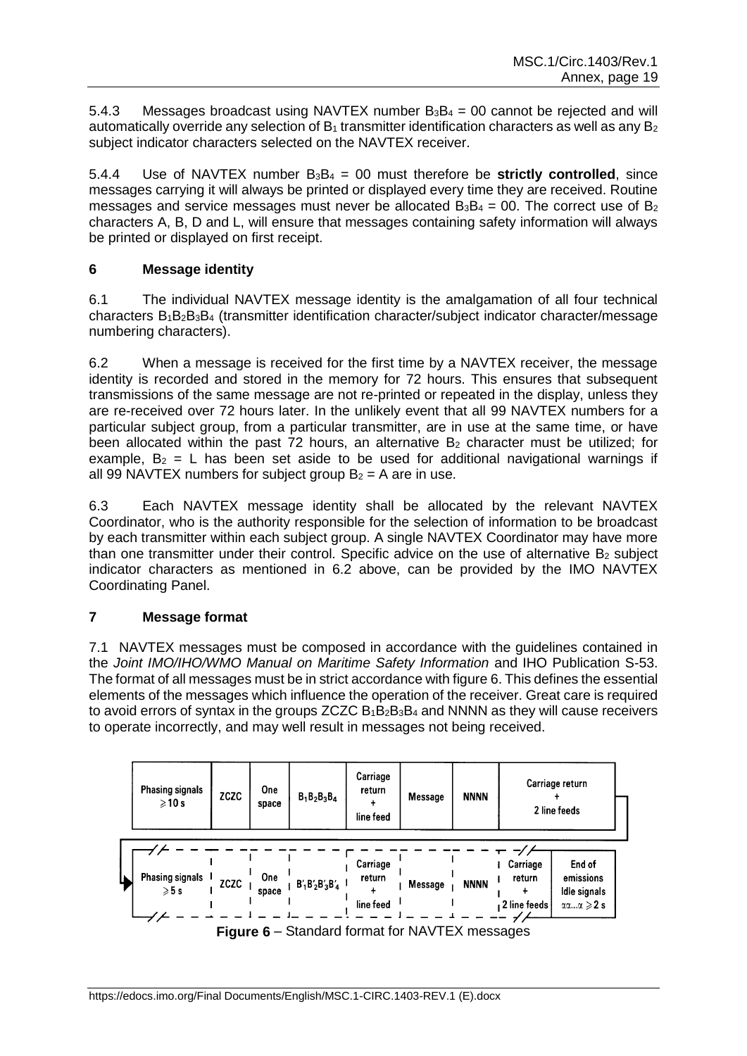5.4.3 Messages broadcast using NAVTEX number $B_3B_4$ = 00 cannot be rejected and will automatically override any selection of $B_1$ transmitter identification characters as well as any $B_2$ subject indicator characters selected on the NAVTEX receiver.

5.4.4 Use of NAVTEX number $B_3B_4$ = 00 must therefore be **strictly controlled**, since messages carrying it will always be printed or displayed every time they are received. Routine messages and service messages must never be allocated $B_3B_4$ = 00. The correct use of $B_2$ characters A, B, D and L, will ensure that messages containing safety information will always be printed or displayed on first receipt.

## 6 Message identity

6.1 The individual NAVTEX message identity is the amalgamation of all four technical characters $B_1B_2B_3B_4$ (transmitter identification character/subject indicator character/message numbering characters).

6.2 When a message is received for the first time by a NAVTEX receiver, the message identity is recorded and stored in the memory for 72 hours. This ensures that subsequent transmissions of the same message are not re-printed or repeated in the display, unless they are re-received over 72 hours later. In the unlikely event that all 99 NAVTEX numbers for a particular subject group, from a particular transmitter, are in use at the same time, or have been allocated within the past 72 hours, an alternative $B_2$ character must be utilized; for example, $B_2$ = L has been set aside to be used for additional navigational warnings if all 99 NAVTEX numbers for subject group $B_2$ = A are in use.

6.3 Each NAVTEX message identity shall be allocated by the relevant NAVTEX Coordinator, who is the authority responsible for the selection of information to be broadcast by each transmitter within each subject group. A single NAVTEX Coordinator may have more than one transmitter under their control. Specific advice on the use of alternative $B_2$ subject indicator characters as mentioned in 6.2 above, can be provided by the IMO NAVTEX Coordinating Panel.

## 7 Message format

7.1 NAVTEX messages must be composed in accordance with the guidelines contained in the *Joint IMO/IHO/WMO Manual on Maritime Safety Information* and IHO Publication S-53. The format of all messages must be in strict accordance with figure 6. This defines the essential elements of the messages which influence the operation of the receiver. Great care is required to avoid errors of syntax in the groups ZCZC $B_1B_2B_3B_4$ and NNNN as they will cause receivers to operate incorrectly, and may well result in messages not being received.

| Phasing signals ⩾ 10 s | ZCZC | One space | $B_1B_2B_3B_4$ | Carriage return + line feed | Message | NNNN | Carriage return + 2 line feeds | |
|---|---|---|---|---|---|---|---|---|
| Phasing signals ⩾ 5 s | ZCZC | One space | $B'_1B'_2B'_3B'_4$ | Carriage return + line feed | Message | NNNN | Carriage return + 2 line feeds | End of emissions Idle signals $\alpha\alpha...\alpha \geqslant 2$ s |

**Figure 6** – Standard format for NAVTEX messages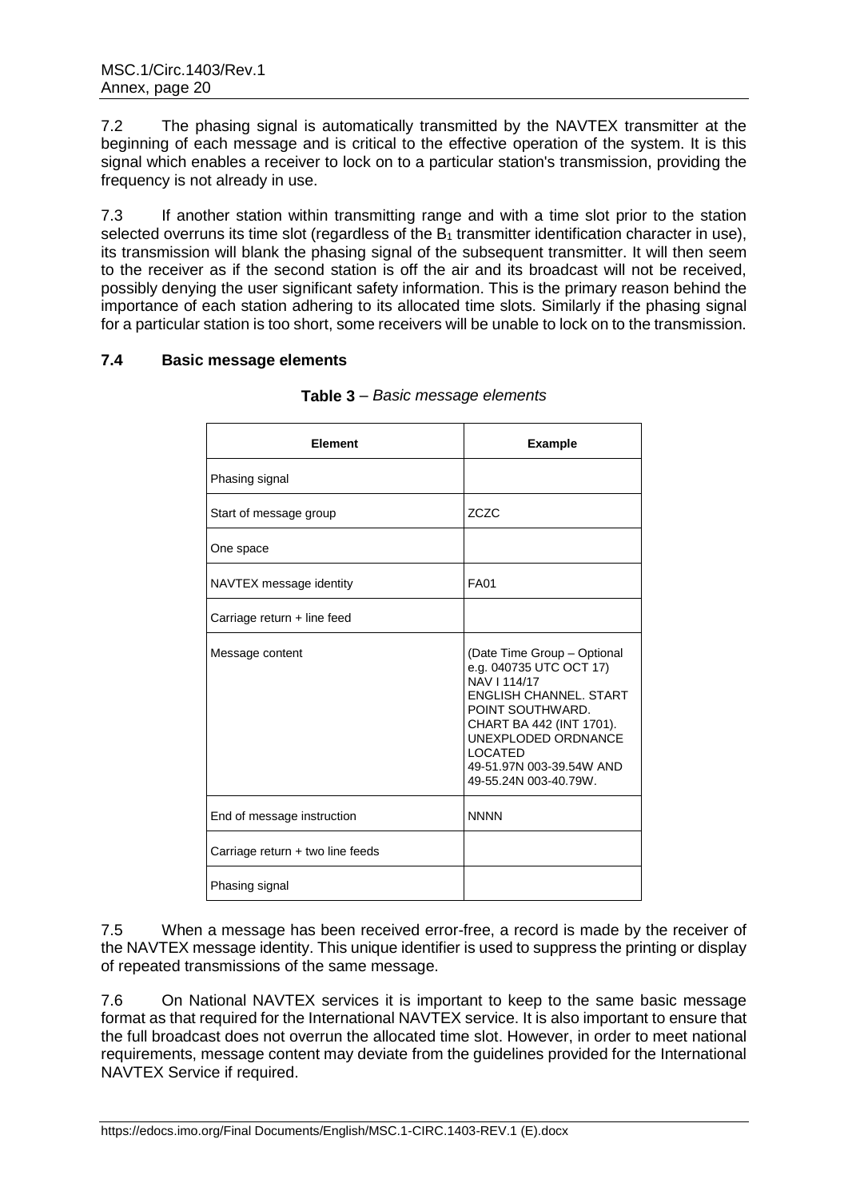7.2 The phasing signal is automatically transmitted by the NAVTEX transmitter at the beginning of each message and is critical to the effective operation of the system. It is this signal which enables a receiver to lock on to a particular station's transmission, providing the frequency is not already in use.

7.3 If another station within transmitting range and with a time slot prior to the station selected overruns its time slot (regardless of the $B_1$ transmitter identification character in use), its transmission will blank the phasing signal of the subsequent transmitter. It will then seem to the receiver as if the second station is off the air and its broadcast will not be received, possibly denying the user significant safety information. This is the primary reason behind the importance of each station adhering to its allocated time slots. Similarly if the phasing signal for a particular station is too short, some receivers will be unable to lock on to the transmission.

### 7.4 Basic message elements

**Table 3** – *Basic message elements*

| Element | Example |
|---|---|
| Phasing signal | |
| Start of message group | ZCZC |
| One space | |
| NAVTEX message identity | FA01 |
| Carriage return + line feed | |
| Message content | (Date Time Group – Optional e.g. 040735 UTC OCT 17) NAV I 114/17 ENGLISH CHANNEL. START POINT SOUTHWARD. CHART BA 442 (INT 1701). UNEXPLODED ORDNANCE LOCATED 49-51.97N 003-39.54W AND 49-55.24N 003-40.79W. |
| End of message instruction | NNNN |
| Carriage return + two line feeds | |
| Phasing signal | |

7.5 When a message has been received error-free, a record is made by the receiver of the NAVTEX message identity. This unique identifier is used to suppress the printing or display of repeated transmissions of the same message.

7.6 On National NAVTEX services it is important to keep to the same basic message format as that required for the International NAVTEX service. It is also important to ensure that the full broadcast does not overrun the allocated time slot. However, in order to meet national requirements, message content may deviate from the guidelines provided for the International NAVTEX Service if required.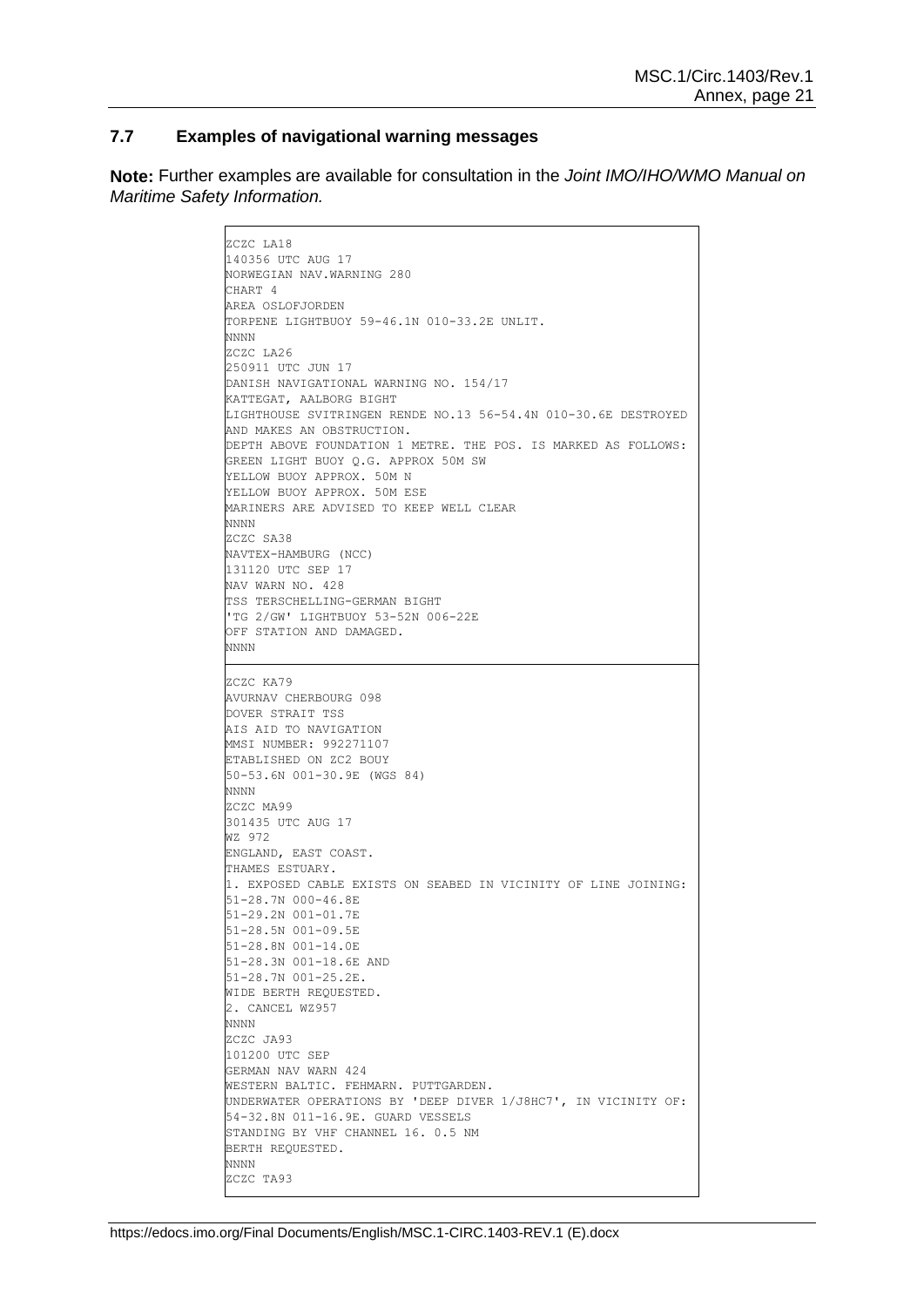### 7.7 Examples of navigational warning messages

**Note:** Further examples are available for consultation in the *Joint IMO/IHO/WMO Manual on Maritime Safety Information.*

```
ZCZC LA18
140356 UTC AUG 17
NORWEGIAN NAV.WARNING 280
CHART 4
AREA OSLOFJORDEN
TORPENE LIGHTBUOY 59-46.1N 010-33.2E UNLIT.
NNNN
ZCZC LA26
250911 UTC JUN 17
DANISH NAVIGATIONAL WARNING NO. 154/17
KATTEGAT, AALBORG BIGHT
LIGHTHOUSE SVITRINGEN RENDE NO.13 56-54.4N 010-30.6E DESTROYED
AND MAKES AN OBSTRUCTION.
DEPTH ABOVE FOUNDATION 1 METRE. THE POS. IS MARKED AS FOLLOWS:
GREEN LIGHT BUOY Q.G. APPROX 50M SW
YELLOW BUOY APPROX. 50M N
YELLOW BUOY APPROX. 50M ESE
MARINERS ARE ADVISED TO KEEP WELL CLEAR
NNNN
ZCZC SA38
NAVTEX-HAMBURG (NCC)
131120 UTC SEP 17
NAV WARN NO. 428
TSS TERSCHELLING-GERMAN BIGHT
'TG 2/GW' LIGHTBUOY 53-52N 006-22E
OFF STATION AND DAMAGED.
NNNN
```

```
ZCZC KA79
AVURNAV CHERBOURG 098
DOVER STRAIT TSS
AIS AID TO NAVIGATION
MMSI NUMBER: 992271107
ETABLISHED ON ZC2 BOUY
50-53.6N 001-30.9E (WGS 84)
NNNN
ZCZC MA99
301435 UTC AUG 17
WZ 972
ENGLAND, EAST COAST.
THAMES ESTUARY.
1. EXPOSED CABLE EXISTS ON SEABED IN VICINITY OF LINE JOINING:
51-28.7N 000-46.8E
51-29.2N 001-01.7E
51-28.5N 001-09.5E
51-28.8N 001-14.0E
51-28.3N 001-18.6E AND
51-28.7N 001-25.2E.
WIDE BERTH REQUESTED.
2. CANCEL WZ957
NNNN
ZCZC JA93
101200 UTC SEP
GERMAN NAV WARN 424
WESTERN BALTIC. FEHMARN. PUTTGARDEN.
UNDERWATER OPERATIONS BY 'DEEP DIVER 1/J8HC7', IN VICINITY OF:
54-32.8N 011-16.9E. GUARD VESSELS
STANDING BY VHF CHANNEL 16. 0.5 NM
BERTH REQUESTED.
NNNN
ZCZC TA93
```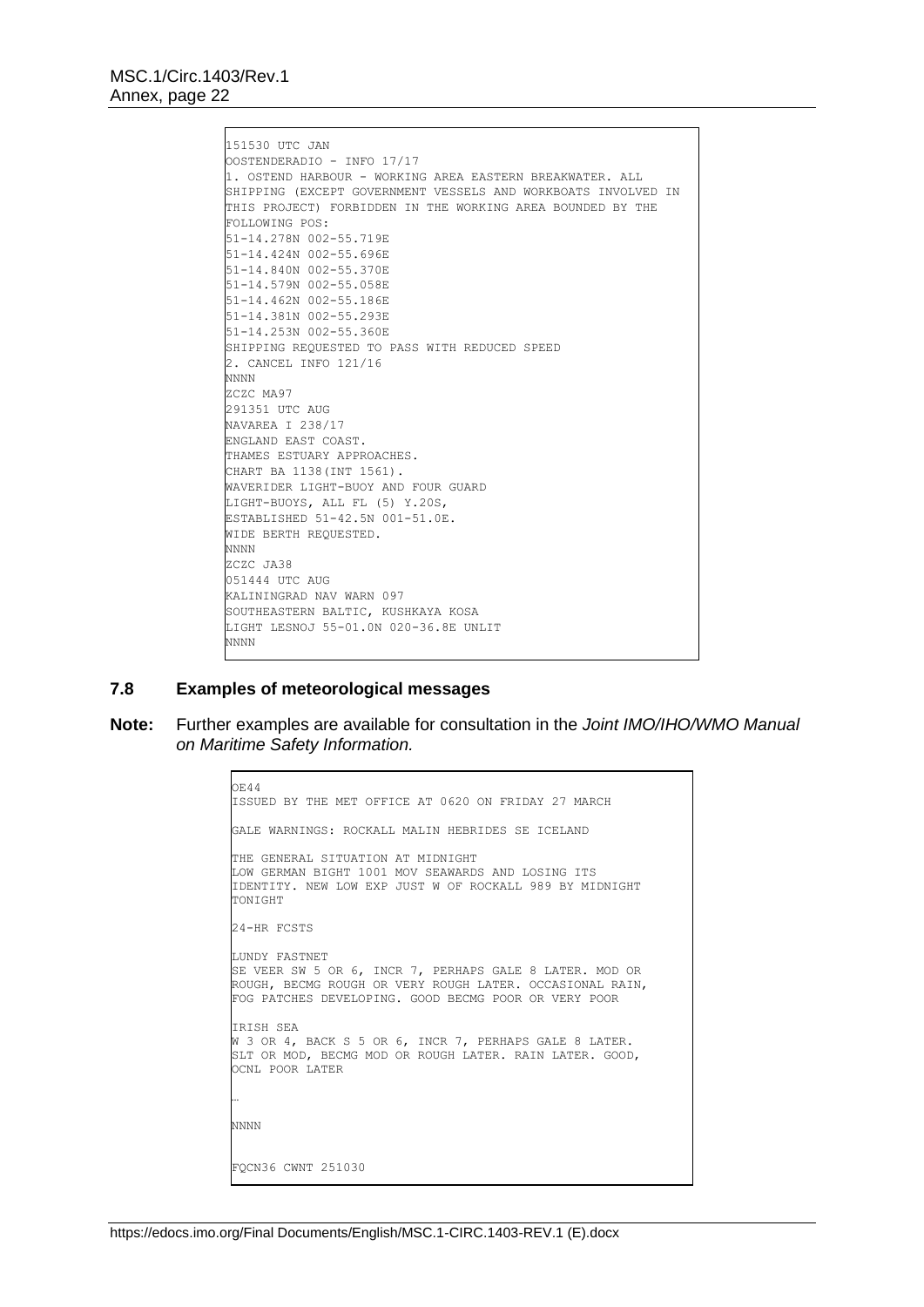```
151530 UTC JAN
OOSTENDERADIO - INFO 17/17
1. OSTEND HARBOUR - WORKING AREA EASTERN BREAKWATER. ALL
SHIPPING (EXCEPT GOVERNMENT VESSELS AND WORKBOATS INVOLVED IN
THIS PROJECT) FORBIDDEN IN THE WORKING AREA BOUNDED BY THE
FOLLOWING POS:
51-14.278N 002-55.719E
51-14.424N 002-55.696E
51-14.840N 002-55.370E
51-14.579N 002-55.058E
51-14.462N 002-55.186E
51-14.381N 002-55.293E
51-14.253N 002-55.360E
SHIPPING REQUESTED TO PASS WITH REDUCED SPEED
2. CANCEL INFO 121/16
NNNN
ZCZC MA97
291351 UTC AUG
NAVAREA I 238/17
ENGLAND EAST COAST.
THAMES ESTUARY APPROACHES.
CHART BA 1138(INT 1561).
WAVERIDER LIGHT-BUOY AND FOUR GUARD
LIGHT-BUOYS, ALL FL (5) Y.20S,
ESTABLISHED 51-42.5N 001-51.0E.
WIDE BERTH REQUESTED.
NNNN
ZCZC JA38
051444 UTC AUG
KALININGRAD NAV WARN 097
SOUTHEASTERN BALTIC, KUSHKAYA KOSA
LIGHT LESNOJ 55-01.0N 020-36.8E UNLIT
NNNN
```

## 7.8 Examples of meteorological messages

**Note:** Further examples are available for consultation in the *Joint IMO/IHO/WMO Manual on Maritime Safety Information.*

```
OE44
ISSUED BY THE MET OFFICE AT 0620 ON FRIDAY 27 MARCH

GALE WARNINGS: ROCKALL MALIN HEBRIDES SE ICELAND

THE GENERAL SITUATION AT MIDNIGHT
LOW GERMAN BIGHT 1001 MOV SEAWARDS AND LOSING ITS
IDENTITY. NEW LOW EXP JUST W OF ROCKALL 989 BY MIDNIGHT
TONIGHT

24-HR FCSTS

LUNDY FASTNET
SE VEER SW 5 OR 6, INCR 7, PERHAPS GALE 8 LATER. MOD OR
ROUGH, BECMG ROUGH OR VERY ROUGH LATER. OCCASIONAL RAIN,
FOG PATCHES DEVELOPING. GOOD BECMG POOR OR VERY POOR

IRISH SEA
W 3 OR 4, BACK S 5 OR 6, INCR 7, PERHAPS GALE 8 LATER.
SLT OR MOD, BECMG MOD OR ROUGH LATER. RAIN LATER. GOOD,
OCNL POOR LATER

…

NNNN


FQCN36 CWNT 251030
```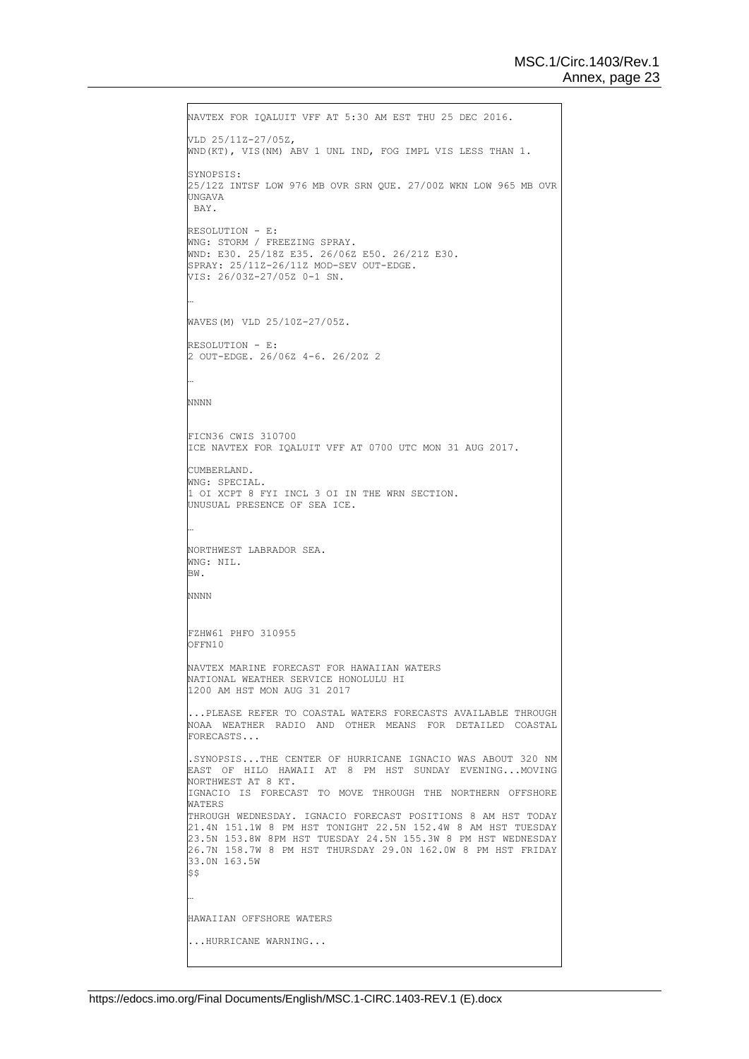```
NAVTEX FOR IQALUIT VFF AT 5:30 AM EST THU 25 DEC 2016.

VLD 25/11Z-27/05Z,
WND(KT), VIS(NM) ABV 1 UNL IND, FOG IMPL VIS LESS THAN 1.

SYNOPSIS:
25/12Z INTSF LOW 976 MB OVR SRN QUE. 27/00Z WKN LOW 965 MB OVR
UNGAVA
 BAY.

RESOLUTION - E:
WNG: STORM / FREEZING SPRAY.
WND: E30. 25/18Z E35. 26/06Z E50. 26/21Z E30.
SPRAY: 25/11Z-26/11Z MOD-SEV OUT-EDGE.
VIS: 26/03Z-27/05Z 0-1 SN.

…

WAVES(M) VLD 25/10Z-27/05Z.

RESOLUTION - E:
2 OUT-EDGE. 26/06Z 4-6. 26/20Z 2

…

NNNN


FICN36 CWIS 310700
ICE NAVTEX FOR IQALUIT VFF AT 0700 UTC MON 31 AUG 2017.

CUMBERLAND.
WNG: SPECIAL.
1 OI XCPT 8 FYI INCL 3 OI IN THE WRN SECTION.
UNUSUAL PRESENCE OF SEA ICE.

…

NORTHWEST LABRADOR SEA.
WNG: NIL.
BW.

NNNN


FZHW61 PHFO 310955
OFFN10

NAVTEX MARINE FORECAST FOR HAWAIIAN WATERS
NATIONAL WEATHER SERVICE HONOLULU HI
1200 AM HST MON AUG 31 2017

...PLEASE REFER TO COASTAL WATERS FORECASTS AVAILABLE THROUGH
NOAA WEATHER RADIO AND OTHER MEANS FOR DETAILED COASTAL
FORECASTS...

.SYNOPSIS...THE CENTER OF HURRICANE IGNACIO WAS ABOUT 320 NM
EAST OF HILO HAWAII AT 8 PM HST SUNDAY EVENING...MOVING
NORTHWEST AT 8 KT.
IGNACIO IS FORECAST TO MOVE THROUGH THE NORTHERN OFFSHORE
WATERS
THROUGH WEDNESDAY. IGNACIO FORECAST POSITIONS 8 AM HST TODAY
21.4N 151.1W 8 PM HST TONIGHT 22.5N 152.4W 8 AM HST TUESDAY
23.5N 153.8W 8PM HST TUESDAY 24.5N 155.3W 8 PM HST WEDNESDAY
26.7N 158.7W 8 PM HST THURSDAY 29.0N 162.0W 8 PM HST FRIDAY
33.0N 163.5W
$$

…

HAWAIIAN OFFSHORE WATERS

...HURRICANE WARNING...
```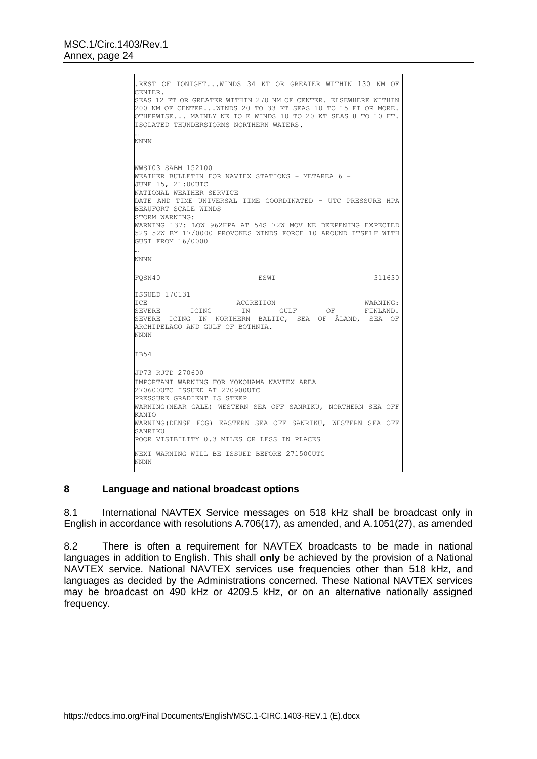```
.REST OF TONIGHT...WINDS 34 KT OR GREATER WITHIN 130 NM OF
CENTER.
SEAS 12 FT OR GREATER WITHIN 270 NM OF CENTER. ELSEWHERE WITHIN
200 NM OF CENTER...WINDS 20 TO 33 KT SEAS 10 TO 15 FT OR MORE.
OTHERWISE... MAINLY NE TO E WINDS 10 TO 20 KT SEAS 8 TO 10 FT.
ISOLATED THUNDERSTORMS NORTHERN WATERS.
…
NNNN


WWST03 SABM 152100
WEATHER BULLETIN FOR NAVTEX STATIONS - METAREA 6 -
JUNE 15, 21:00UTC
NATIONAL WEATHER SERVICE
DATE AND TIME UNIVERSAL TIME COORDINATED - UTC PRESSURE HPA
BEAUFORT SCALE WINDS
STORM WARNING:
WARNING 137: LOW 962HPA AT 54S 72W MOV NE DEEPENING EXPECTED
52S 52W BY 17/0000 PROVOKES WINDS FORCE 10 AROUND ITSELF WITH
GUST FROM 16/0000
…
NNNN

FQSN40                    ESWI                    311630

ISSUED 170131
ICE ACCRETION WARNING:
SEVERE ICING IN GULF OF FINLAND.
SEVERE ICING IN NORTHERN BALTIC, SEA OF ÅLAND, SEA OF
ARCHIPELAGO AND GULF OF BOTHNIA.
NNNN

IB54

JP73 RJTD 270600
IMPORTANT WARNING FOR YOKOHAMA NAVTEX AREA
270600UTC ISSUED AT 270900UTC
PRESSURE GRADIENT IS STEEP
WARNING(NEAR GALE) WESTERN SEA OFF SANRIKU, NORTHERN SEA OFF
KANTO
WARNING(DENSE FOG) EASTERN SEA OFF SANRIKU, WESTERN SEA OFF
SANRIKU
POOR VISIBILITY 0.3 MILES OR LESS IN PLACES

NEXT WARNING WILL BE ISSUED BEFORE 271500UTC
NNNN
```

## 8 Language and national broadcast options

8.1 International NAVTEX Service messages on 518 kHz shall be broadcast only in English in accordance with resolutions A.706(17), as amended, and A.1051(27), as amended

8.2 There is often a requirement for NAVTEX broadcasts to be made in national languages in addition to English. This shall **only** be achieved by the provision of a National NAVTEX service. National NAVTEX services use frequencies other than 518 kHz, and languages as decided by the Administrations concerned. These National NAVTEX services may be broadcast on 490 kHz or 4209.5 kHz, or on an alternative nationally assigned frequency.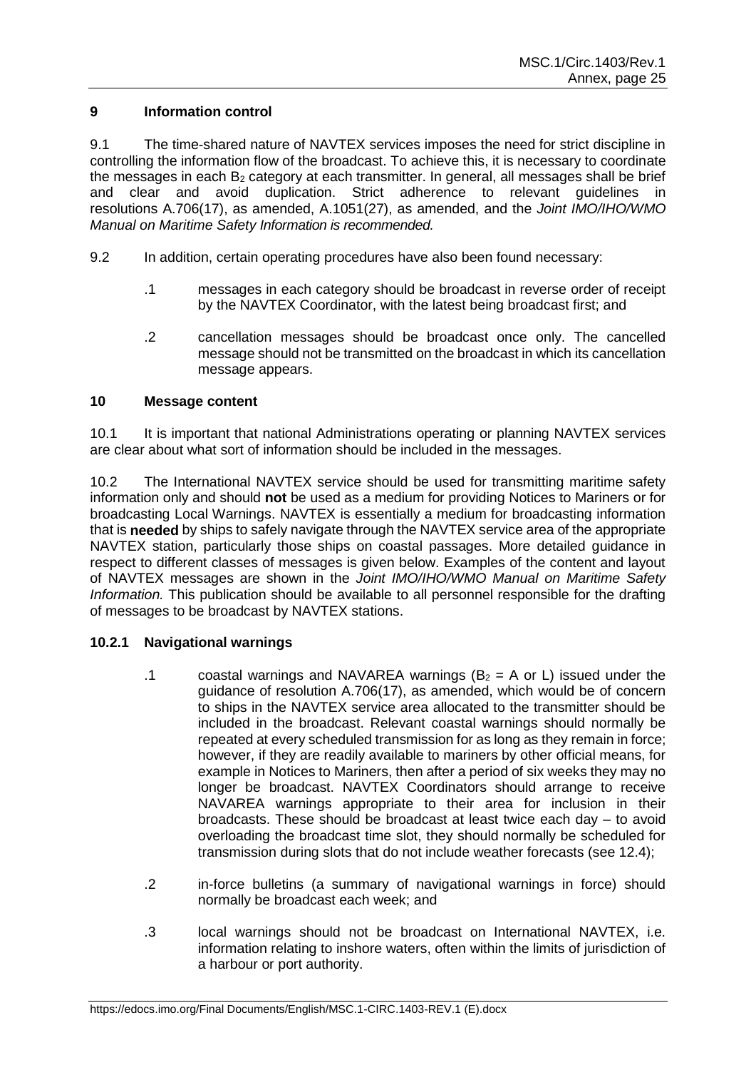## 9 Information control

9.1 The time-shared nature of NAVTEX services imposes the need for strict discipline in controlling the information flow of the broadcast. To achieve this, it is necessary to coordinate the messages in each $B_2$ category at each transmitter. In general, all messages shall be brief and clear and avoid duplication. Strict adherence to relevant guidelines in resolutions A.706(17), as amended, A.1051(27), as amended, and the *Joint IMO/IHO/WMO Manual on Maritime Safety Information is recommended.*

9.2 In addition, certain operating procedures have also been found necessary:

.1 messages in each category should be broadcast in reverse order of receipt by the NAVTEX Coordinator, with the latest being broadcast first; and

.2 cancellation messages should be broadcast once only. The cancelled message should not be transmitted on the broadcast in which its cancellation message appears.

## 10 Message content

10.1 It is important that national Administrations operating or planning NAVTEX services are clear about what sort of information should be included in the messages.

10.2 The International NAVTEX service should be used for transmitting maritime safety information only and should **not** be used as a medium for providing Notices to Mariners or for broadcasting Local Warnings. NAVTEX is essentially a medium for broadcasting information that is **needed** by ships to safely navigate through the NAVTEX service area of the appropriate NAVTEX station, particularly those ships on coastal passages. More detailed guidance in respect to different classes of messages is given below. Examples of the content and layout of NAVTEX messages are shown in the *Joint IMO/IHO/WMO Manual on Maritime Safety Information.* This publication should be available to all personnel responsible for the drafting of messages to be broadcast by NAVTEX stations.

### 10.2.1 Navigational warnings

.1 coastal warnings and NAVAREA warnings ($B_2$ = A or L) issued under the guidance of resolution A.706(17), as amended, which would be of concern to ships in the NAVTEX service area allocated to the transmitter should be included in the broadcast. Relevant coastal warnings should normally be repeated at every scheduled transmission for as long as they remain in force; however, if they are readily available to mariners by other official means, for example in Notices to Mariners, then after a period of six weeks they may no longer be broadcast. NAVTEX Coordinators should arrange to receive NAVAREA warnings appropriate to their area for inclusion in their broadcasts. These should be broadcast at least twice each day – to avoid overloading the broadcast time slot, they should normally be scheduled for transmission during slots that do not include weather forecasts (see 12.4);

.2 in-force bulletins (a summary of navigational warnings in force) should normally be broadcast each week; and

.3 local warnings should not be broadcast on International NAVTEX, i.e. information relating to inshore waters, often within the limits of jurisdiction of a harbour or port authority.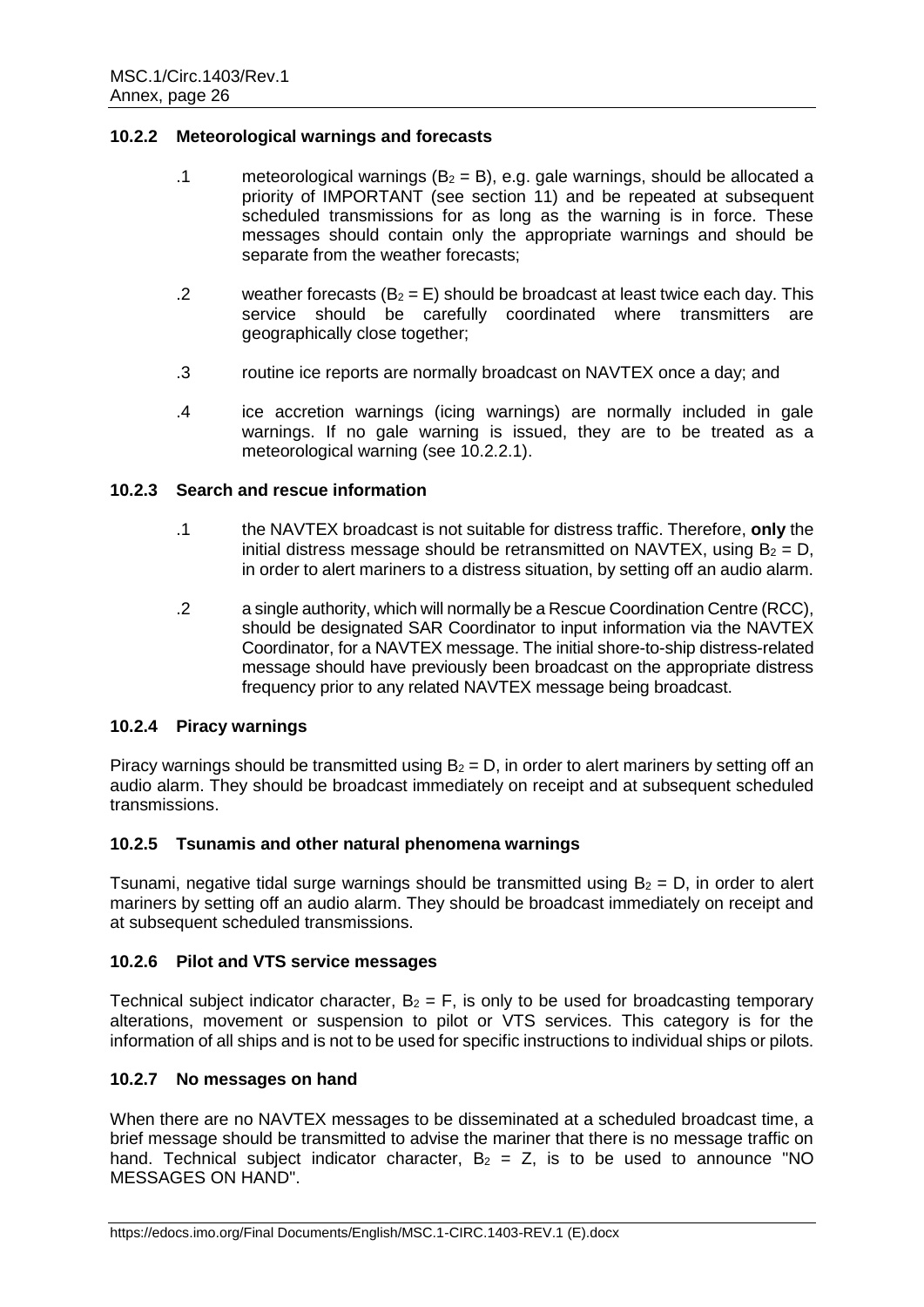### 10.2.2 Meteorological warnings and forecasts

.1 meteorological warnings ($B_2$ = B), e.g. gale warnings, should be allocated a priority of IMPORTANT (see section 11) and be repeated at subsequent scheduled transmissions for as long as the warning is in force. These messages should contain only the appropriate warnings and should be separate from the weather forecasts;

.2 weather forecasts ($B_2$ = E) should be broadcast at least twice each day. This service should be carefully coordinated where transmitters are geographically close together;

.3 routine ice reports are normally broadcast on NAVTEX once a day; and

.4 ice accretion warnings (icing warnings) are normally included in gale warnings. If no gale warning is issued, they are to be treated as a meteorological warning (see 10.2.2.1).

### 10.2.3 Search and rescue information

.1 the NAVTEX broadcast is not suitable for distress traffic. Therefore, **only** the initial distress message should be retransmitted on NAVTEX, using $B_2$ = D, in order to alert mariners to a distress situation, by setting off an audio alarm.

.2 a single authority, which will normally be a Rescue Coordination Centre (RCC), should be designated SAR Coordinator to input information via the NAVTEX Coordinator, for a NAVTEX message. The initial shore-to-ship distress-related message should have previously been broadcast on the appropriate distress frequency prior to any related NAVTEX message being broadcast.

### 10.2.4 Piracy warnings

Piracy warnings should be transmitted using $B_2$ = D, in order to alert mariners by setting off an audio alarm. They should be broadcast immediately on receipt and at subsequent scheduled transmissions.

### 10.2.5 Tsunamis and other natural phenomena warnings

Tsunami, negative tidal surge warnings should be transmitted using $B_2$ = D, in order to alert mariners by setting off an audio alarm. They should be broadcast immediately on receipt and at subsequent scheduled transmissions.

### 10.2.6 Pilot and VTS service messages

Technical subject indicator character, $B_2$ = F, is only to be used for broadcasting temporary alterations, movement or suspension to pilot or VTS services. This category is for the information of all ships and is not to be used for specific instructions to individual ships or pilots.

### 10.2.7 No messages on hand

When there are no NAVTEX messages to be disseminated at a scheduled broadcast time, a brief message should be transmitted to advise the mariner that there is no message traffic on hand. Technical subject indicator character, $B_2$ = Z, is to be used to announce "NO MESSAGES ON HAND".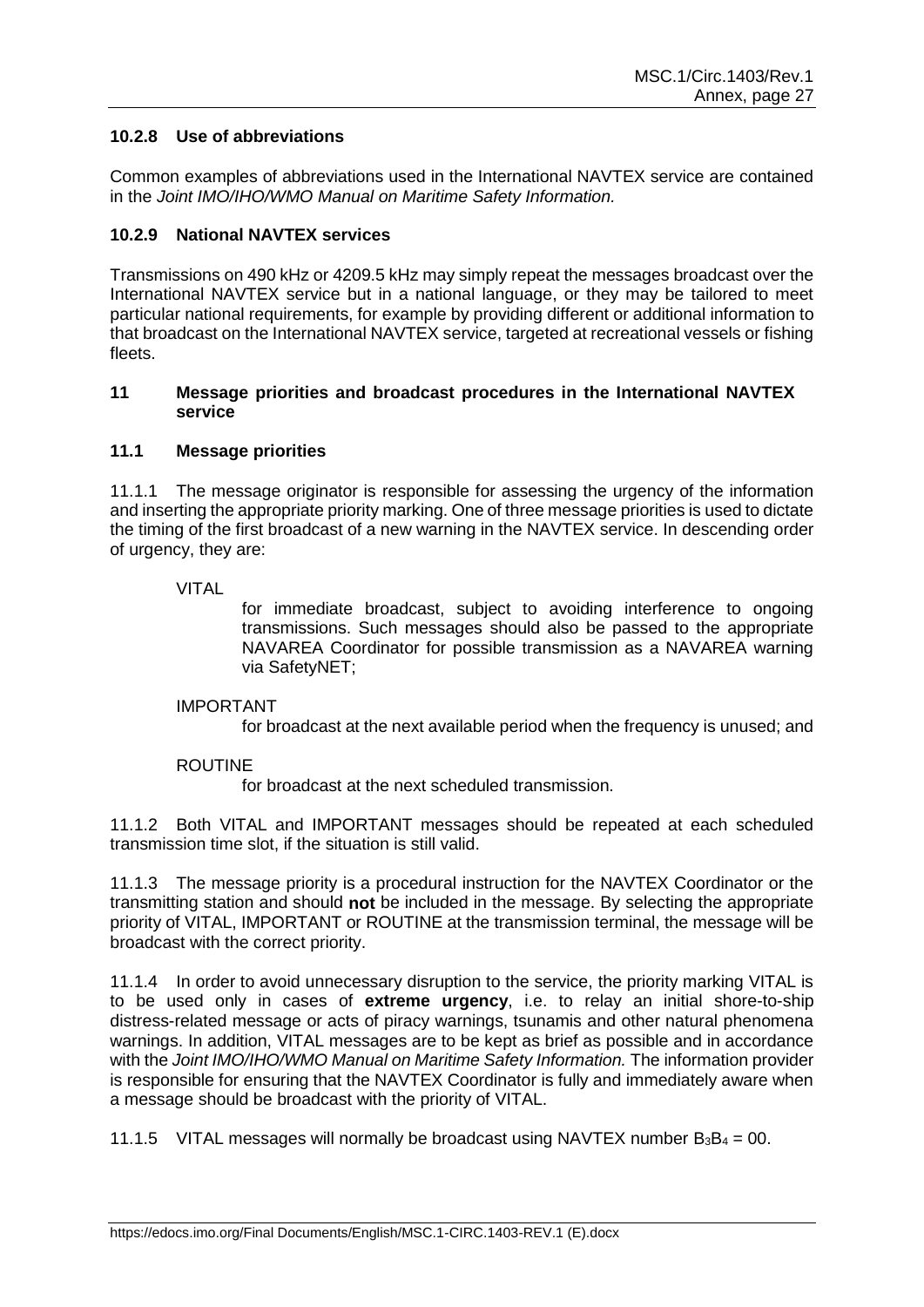### 10.2.8 Use of abbreviations

Common examples of abbreviations used in the International NAVTEX service are contained in the *Joint IMO/IHO/WMO Manual on Maritime Safety Information.*

### 10.2.9 National NAVTEX services

Transmissions on 490 kHz or 4209.5 kHz may simply repeat the messages broadcast over the International NAVTEX service but in a national language, or they may be tailored to meet particular national requirements, for example by providing different or additional information to that broadcast on the International NAVTEX service, targeted at recreational vessels or fishing fleets.

## 11 Message priorities and broadcast procedures in the International NAVTEX service

### 11.1 Message priorities

11.1.1 The message originator is responsible for assessing the urgency of the information and inserting the appropriate priority marking. One of three message priorities is used to dictate the timing of the first broadcast of a new warning in the NAVTEX service. In descending order of urgency, they are:

VITAL

for immediate broadcast, subject to avoiding interference to ongoing transmissions. Such messages should also be passed to the appropriate NAVAREA Coordinator for possible transmission as a NAVAREA warning via SafetyNET;

IMPORTANT

for broadcast at the next available period when the frequency is unused; and

ROUTINE

for broadcast at the next scheduled transmission.

11.1.2 Both VITAL and IMPORTANT messages should be repeated at each scheduled transmission time slot, if the situation is still valid.

11.1.3 The message priority is a procedural instruction for the NAVTEX Coordinator or the transmitting station and should **not** be included in the message. By selecting the appropriate priority of VITAL, IMPORTANT or ROUTINE at the transmission terminal, the message will be broadcast with the correct priority.

11.1.4 In order to avoid unnecessary disruption to the service, the priority marking VITAL is to be used only in cases of **extreme urgency**, i.e. to relay an initial shore-to-ship distress-related message or acts of piracy warnings, tsunamis and other natural phenomena warnings. In addition, VITAL messages are to be kept as brief as possible and in accordance with the *Joint IMO/IHO/WMO Manual on Maritime Safety Information.* The information provider is responsible for ensuring that the NAVTEX Coordinator is fully and immediately aware when a message should be broadcast with the priority of VITAL.

11.1.5 VITAL messages will normally be broadcast using NAVTEX number $B_3B_4$ = 00.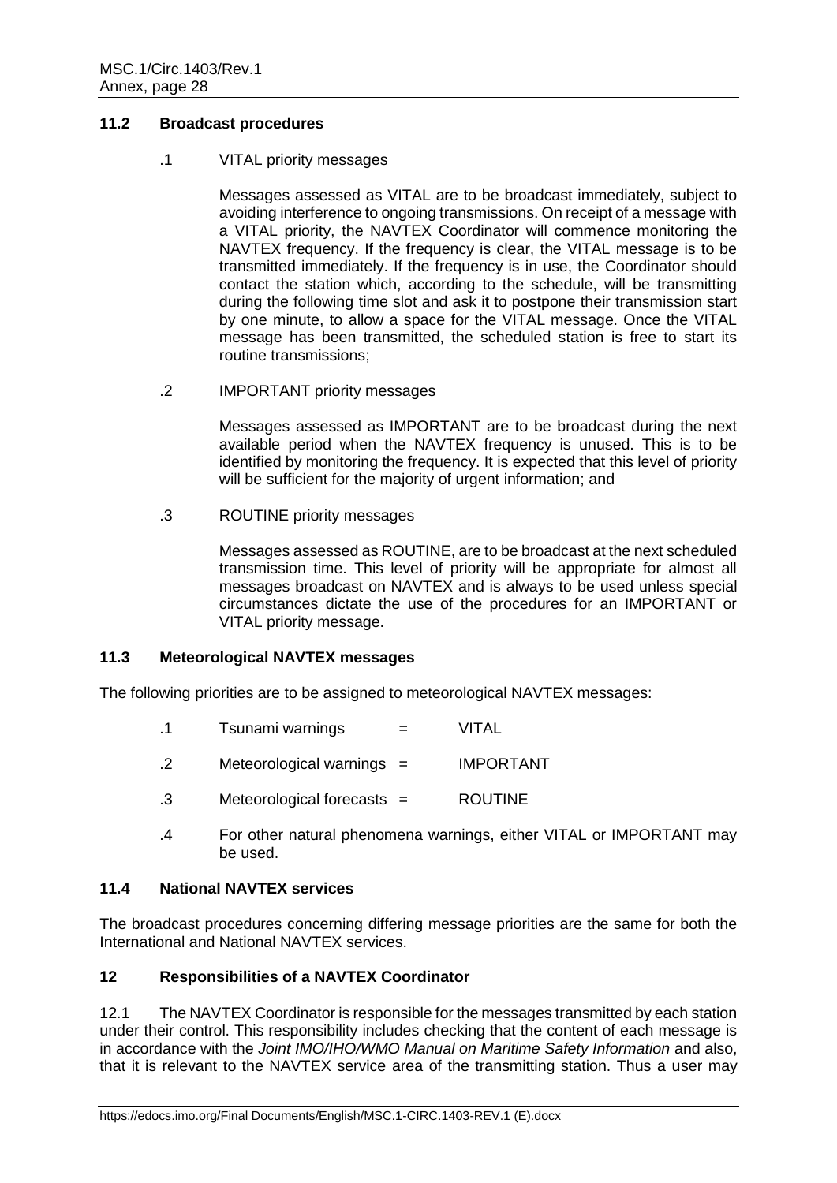### 11.2 Broadcast procedures

.1 VITAL priority messages

Messages assessed as VITAL are to be broadcast immediately, subject to avoiding interference to ongoing transmissions. On receipt of a message with a VITAL priority, the NAVTEX Coordinator will commence monitoring the NAVTEX frequency. If the frequency is clear, the VITAL message is to be transmitted immediately. If the frequency is in use, the Coordinator should contact the station which, according to the schedule, will be transmitting during the following time slot and ask it to postpone their transmission start by one minute, to allow a space for the VITAL message. Once the VITAL message has been transmitted, the scheduled station is free to start its routine transmissions;

.2 IMPORTANT priority messages

Messages assessed as IMPORTANT are to be broadcast during the next available period when the NAVTEX frequency is unused. This is to be identified by monitoring the frequency. It is expected that this level of priority will be sufficient for the majority of urgent information; and

.3 ROUTINE priority messages

Messages assessed as ROUTINE, are to be broadcast at the next scheduled transmission time. This level of priority will be appropriate for almost all messages broadcast on NAVTEX and is always to be used unless special circumstances dictate the use of the procedures for an IMPORTANT or VITAL priority message.

### 11.3 Meteorological NAVTEX messages

The following priorities are to be assigned to meteorological NAVTEX messages:

.1 Tsunami warnings = VITAL

.2 Meteorological warnings = IMPORTANT

.3 Meteorological forecasts = ROUTINE

.4 For other natural phenomena warnings, either VITAL or IMPORTANT may be used.

### 11.4 National NAVTEX services

The broadcast procedures concerning differing message priorities are the same for both the International and National NAVTEX services.

## 12 Responsibilities of a NAVTEX Coordinator

12.1 The NAVTEX Coordinator is responsible for the messages transmitted by each station under their control. This responsibility includes checking that the content of each message is in accordance with the *Joint IMO/IHO/WMO Manual on Maritime Safety Information* and also, that it is relevant to the NAVTEX service area of the transmitting station. Thus a user may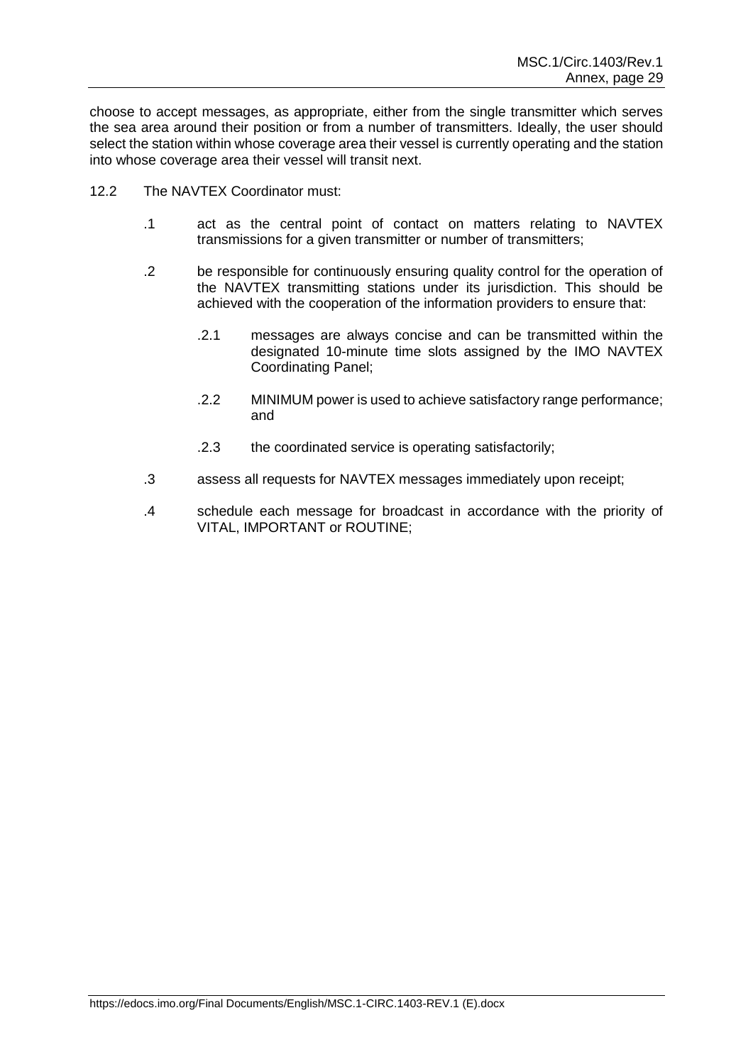choose to accept messages, as appropriate, either from the single transmitter which serves the sea area around their position or from a number of transmitters. Ideally, the user should select the station within whose coverage area their vessel is currently operating and the station into whose coverage area their vessel will transit next.

12.2 The NAVTEX Coordinator must:

- .1 act as the central point of contact on matters relating to NAVTEX transmissions for a given transmitter or number of transmitters;
- .2 be responsible for continuously ensuring quality control for the operation of the NAVTEX transmitting stations under its jurisdiction. This should be achieved with the cooperation of the information providers to ensure that:
  - .2.1 messages are always concise and can be transmitted within the designated 10-minute time slots assigned by the IMO NAVTEX Coordinating Panel;
  - .2.2 MINIMUM power is used to achieve satisfactory range performance; and
  - .2.3 the coordinated service is operating satisfactorily;
- .3 assess all requests for NAVTEX messages immediately upon receipt;
- .4 schedule each message for broadcast in accordance with the priority of VITAL, IMPORTANT or ROUTINE;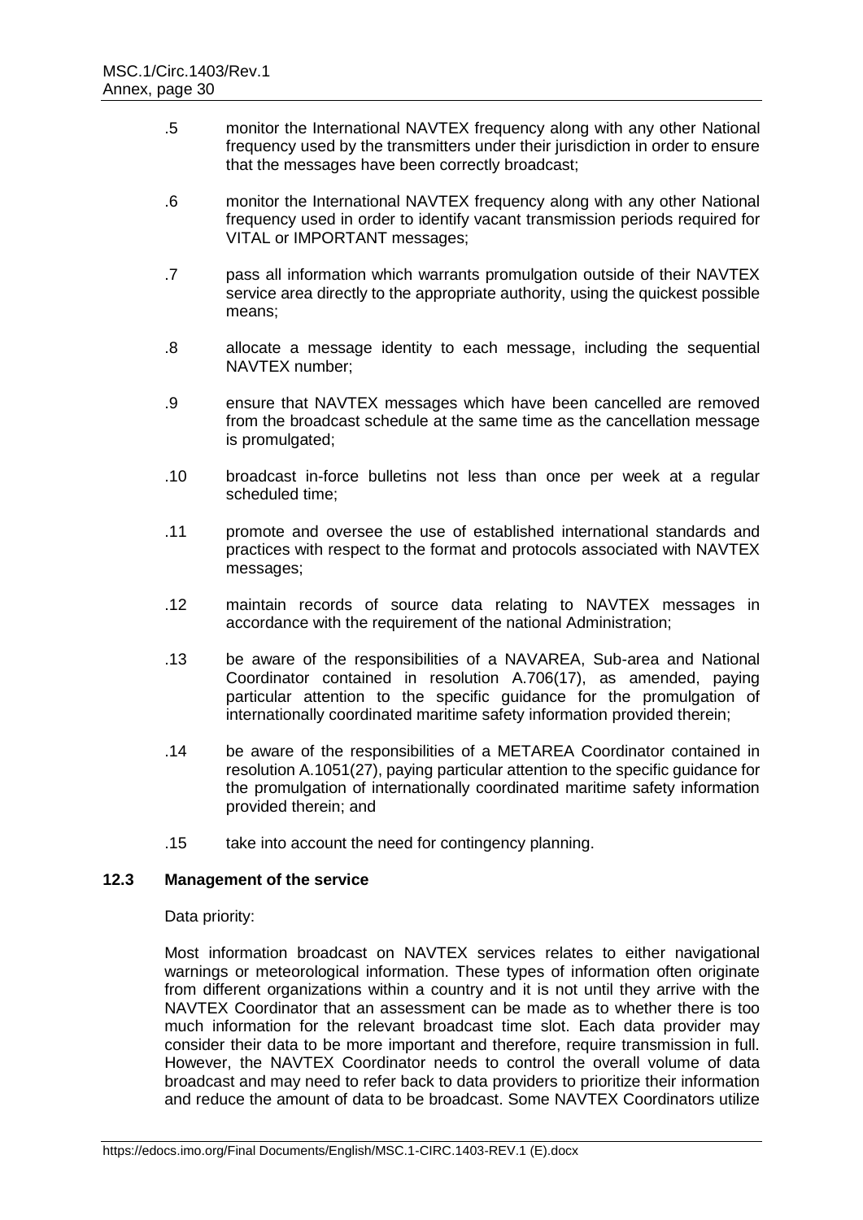.5 monitor the International NAVTEX frequency along with any other National frequency used by the transmitters under their jurisdiction in order to ensure that the messages have been correctly broadcast;

.6 monitor the International NAVTEX frequency along with any other National frequency used in order to identify vacant transmission periods required for VITAL or IMPORTANT messages;

.7 pass all information which warrants promulgation outside of their NAVTEX service area directly to the appropriate authority, using the quickest possible means;

.8 allocate a message identity to each message, including the sequential NAVTEX number;

.9 ensure that NAVTEX messages which have been cancelled are removed from the broadcast schedule at the same time as the cancellation message is promulgated;

.10 broadcast in-force bulletins not less than once per week at a regular scheduled time;

.11 promote and oversee the use of established international standards and practices with respect to the format and protocols associated with NAVTEX messages;

.12 maintain records of source data relating to NAVTEX messages in accordance with the requirement of the national Administration;

.13 be aware of the responsibilities of a NAVAREA, Sub-area and National Coordinator contained in resolution A.706(17), as amended, paying particular attention to the specific guidance for the promulgation of internationally coordinated maritime safety information provided therein;

.14 be aware of the responsibilities of a METAREA Coordinator contained in resolution A.1051(27), paying particular attention to the specific guidance for the promulgation of internationally coordinated maritime safety information provided therein; and

.15 take into account the need for contingency planning.

### 12.3 Management of the service

Data priority:

Most information broadcast on NAVTEX services relates to either navigational warnings or meteorological information. These types of information often originate from different organizations within a country and it is not until they arrive with the NAVTEX Coordinator that an assessment can be made as to whether there is too much information for the relevant broadcast time slot. Each data provider may consider their data to be more important and therefore, require transmission in full. However, the NAVTEX Coordinator needs to control the overall volume of data broadcast and may need to refer back to data providers to prioritize their information and reduce the amount of data to be broadcast. Some NAVTEX Coordinators utilize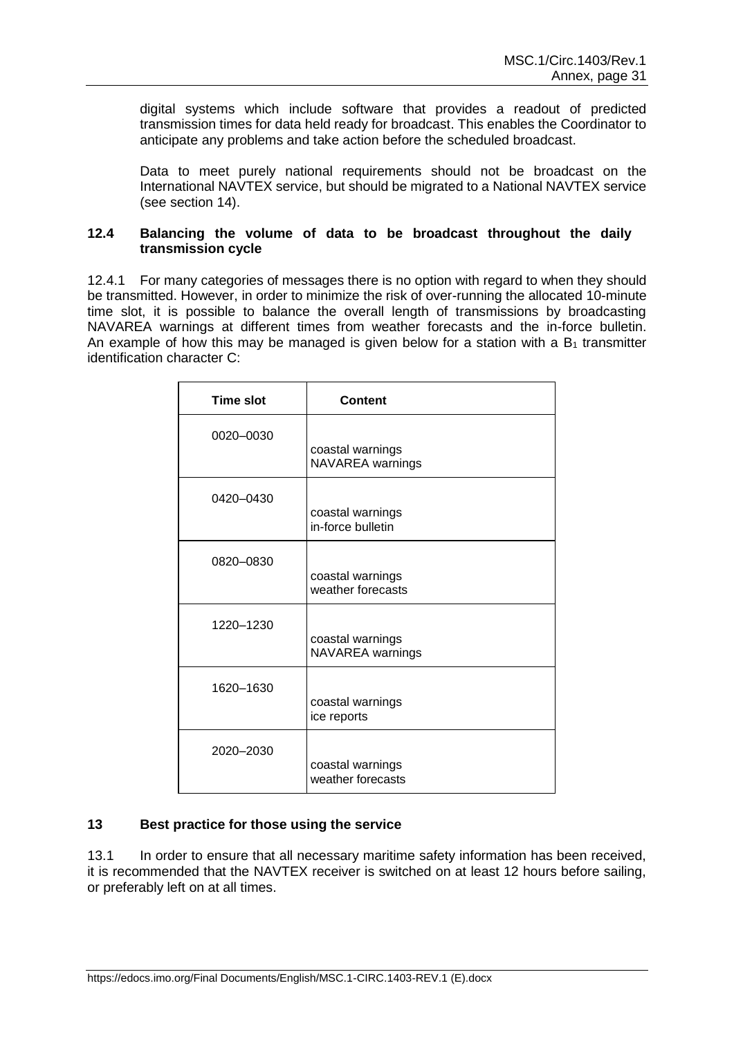digital systems which include software that provides a readout of predicted transmission times for data held ready for broadcast. This enables the Coordinator to anticipate any problems and take action before the scheduled broadcast.

Data to meet purely national requirements should not be broadcast on the International NAVTEX service, but should be migrated to a National NAVTEX service (see section 14).

### 12.4 Balancing the volume of data to be broadcast throughout the daily transmission cycle

12.4.1 For many categories of messages there is no option with regard to when they should be transmitted. However, in order to minimize the risk of over-running the allocated 10-minute time slot, it is possible to balance the overall length of transmissions by broadcasting NAVAREA warnings at different times from weather forecasts and the in-force bulletin. An example of how this may be managed is given below for a station with a $B_1$ transmitter identification character C:

| Time slot | Content |
|---|---|
| 0020–0030 | coastal warnings<br>NAVAREA warnings |
| 0420–0430 | coastal warnings<br>in-force bulletin |
| 0820–0830 | coastal warnings<br>weather forecasts |
| 1220–1230 | coastal warnings<br>NAVAREA warnings |
| 1620–1630 | coastal warnings<br>ice reports |
| 2020–2030 | coastal warnings<br>weather forecasts |

## 13 Best practice for those using the service

13.1 In order to ensure that all necessary maritime safety information has been received, it is recommended that the NAVTEX receiver is switched on at least 12 hours before sailing, or preferably left on at all times.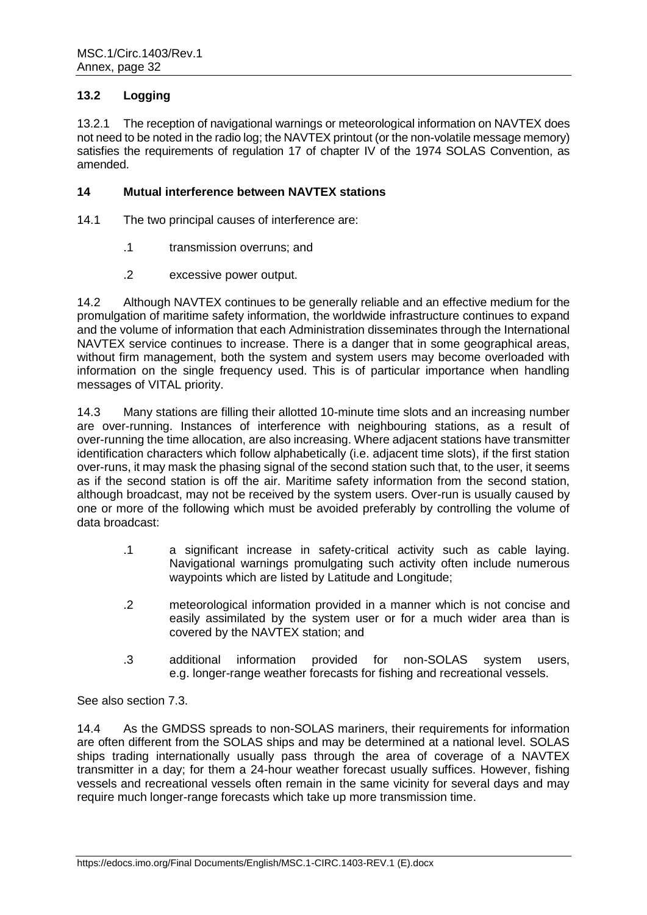### 13.2 Logging

13.2.1 The reception of navigational warnings or meteorological information on NAVTEX does not need to be noted in the radio log; the NAVTEX printout (or the non-volatile message memory) satisfies the requirements of regulation 17 of chapter IV of the 1974 SOLAS Convention, as amended.

## 14 Mutual interference between NAVTEX stations

14.1 The two principal causes of interference are:

.1 transmission overruns; and

.2 excessive power output.

14.2 Although NAVTEX continues to be generally reliable and an effective medium for the promulgation of maritime safety information, the worldwide infrastructure continues to expand and the volume of information that each Administration disseminates through the International NAVTEX service continues to increase. There is a danger that in some geographical areas, without firm management, both the system and system users may become overloaded with information on the single frequency used. This is of particular importance when handling messages of VITAL priority.

14.3 Many stations are filling their allotted 10-minute time slots and an increasing number are over-running. Instances of interference with neighbouring stations, as a result of over-running the time allocation, are also increasing. Where adjacent stations have transmitter identification characters which follow alphabetically (i.e. adjacent time slots), if the first station over-runs, it may mask the phasing signal of the second station such that, to the user, it seems as if the second station is off the air. Maritime safety information from the second station, although broadcast, may not be received by the system users. Over-run is usually caused by one or more of the following which must be avoided preferably by controlling the volume of data broadcast:

.1 a significant increase in safety-critical activity such as cable laying. Navigational warnings promulgating such activity often include numerous waypoints which are listed by Latitude and Longitude;

.2 meteorological information provided in a manner which is not concise and easily assimilated by the system user or for a much wider area than is covered by the NAVTEX station; and

.3 additional information provided for non-SOLAS system users, e.g. longer-range weather forecasts for fishing and recreational vessels.

See also section 7.3.

14.4 As the GMDSS spreads to non-SOLAS mariners, their requirements for information are often different from the SOLAS ships and may be determined at a national level. SOLAS ships trading internationally usually pass through the area of coverage of a NAVTEX transmitter in a day; for them a 24-hour weather forecast usually suffices. However, fishing vessels and recreational vessels often remain in the same vicinity for several days and may require much longer-range forecasts which take up more transmission time.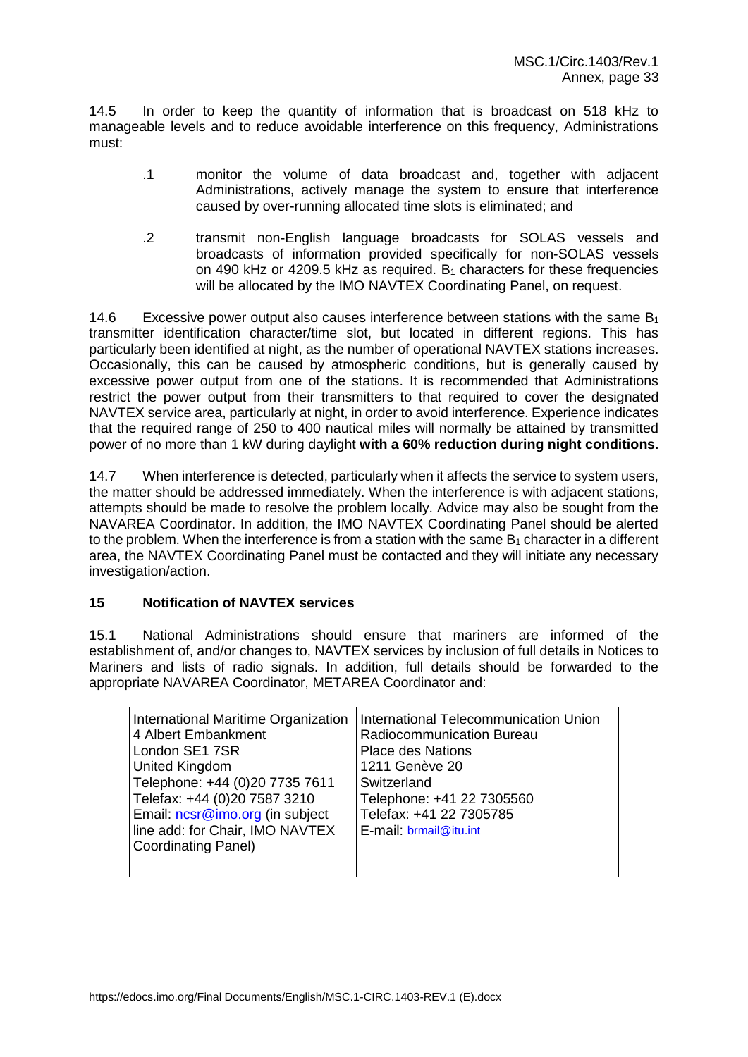14.5 In order to keep the quantity of information that is broadcast on 518 kHz to manageable levels and to reduce avoidable interference on this frequency, Administrations must:

.1 monitor the volume of data broadcast and, together with adjacent Administrations, actively manage the system to ensure that interference caused by over-running allocated time slots is eliminated; and

.2 transmit non-English language broadcasts for SOLAS vessels and broadcasts of information provided specifically for non-SOLAS vessels on 490 kHz or 4209.5 kHz as required. $B_1$ characters for these frequencies will be allocated by the IMO NAVTEX Coordinating Panel, on request.

14.6 Excessive power output also causes interference between stations with the same $B_1$ transmitter identification character/time slot, but located in different regions. This has particularly been identified at night, as the number of operational NAVTEX stations increases. Occasionally, this can be caused by atmospheric conditions, but is generally caused by excessive power output from one of the stations. It is recommended that Administrations restrict the power output from their transmitters to that required to cover the designated NAVTEX service area, particularly at night, in order to avoid interference. Experience indicates that the required range of 250 to 400 nautical miles will normally be attained by transmitted power of no more than 1 kW during daylight **with a 60% reduction during night conditions.**

14.7 When interference is detected, particularly when it affects the service to system users, the matter should be addressed immediately. When the interference is with adjacent stations, attempts should be made to resolve the problem locally. Advice may also be sought from the NAVAREA Coordinator. In addition, the IMO NAVTEX Coordinating Panel should be alerted to the problem. When the interference is from a station with the same $B_1$ character in a different area, the NAVTEX Coordinating Panel must be contacted and they will initiate any necessary investigation/action.

## 15 Notification of NAVTEX services

15.1 National Administrations should ensure that mariners are informed of the establishment of, and/or changes to, NAVTEX services by inclusion of full details in Notices to Mariners and lists of radio signals. In addition, full details should be forwarded to the appropriate NAVAREA Coordinator, METAREA Coordinator and:

| International Maritime Organization | International Telecommunication Union |
|---|---|
| 4 Albert Embankment<br>London SE1 7SR<br>United Kingdom<br>Telephone: +44 (0)20 7735 7611<br>Telefax: +44 (0)20 7587 3210<br>Email: ncsr@imo.org (in subject line add: for Chair, IMO NAVTEX Coordinating Panel) | Radiocommunication Bureau<br>Place des Nations<br>1211 Genève 20<br>Switzerland<br>Telephone: +41 22 7305560<br>Telefax: +41 22 7305785<br>E-mail: brmail@itu.int |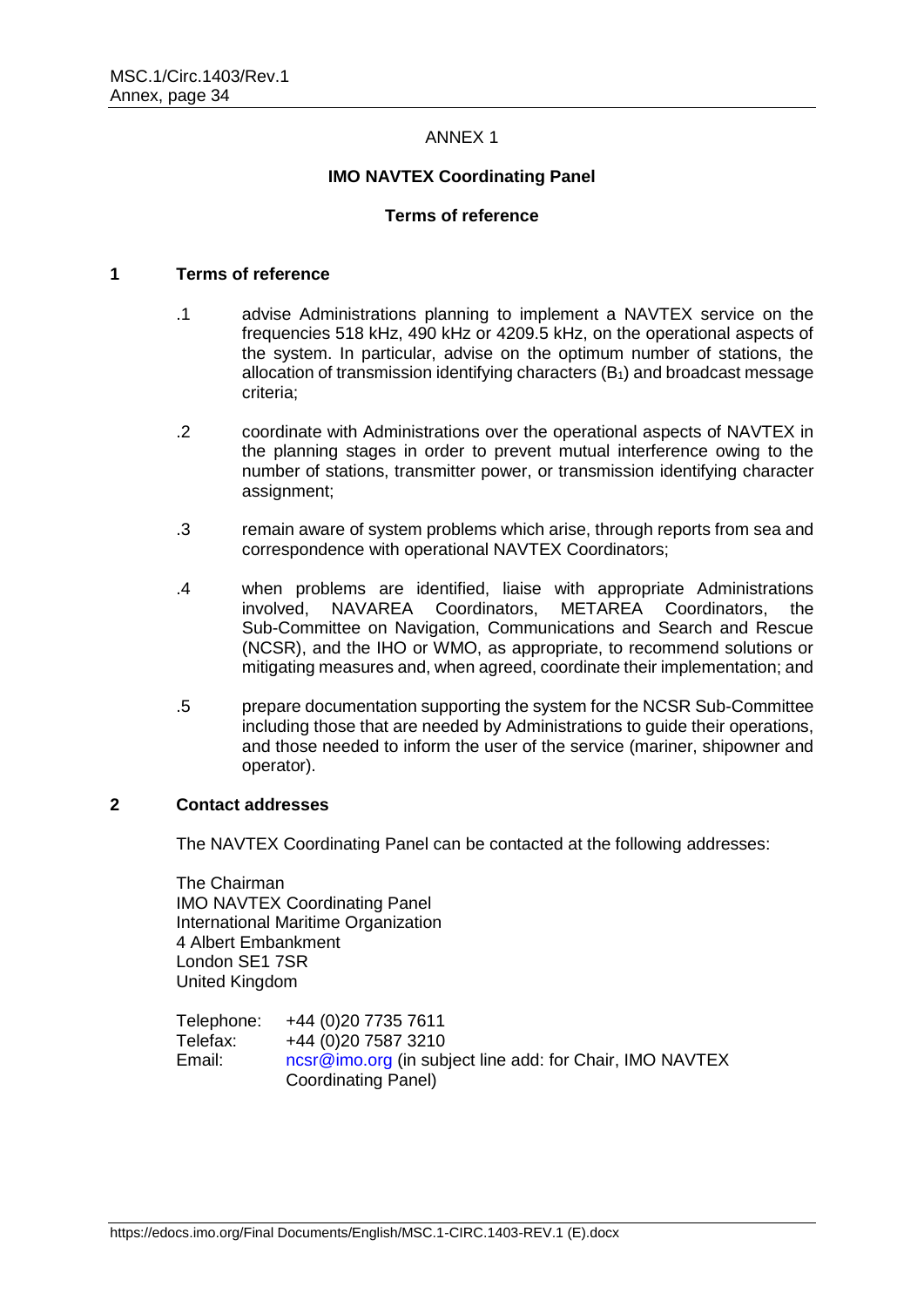ANNEX 1

**IMO NAVTEX Coordinating Panel**

**Terms of reference**

## 1 Terms of reference

.1 advise Administrations planning to implement a NAVTEX service on the frequencies 518 kHz, 490 kHz or 4209.5 kHz, on the operational aspects of the system. In particular, advise on the optimum number of stations, the allocation of transmission identifying characters ($B_1$) and broadcast message criteria;

.2 coordinate with Administrations over the operational aspects of NAVTEX in the planning stages in order to prevent mutual interference owing to the number of stations, transmitter power, or transmission identifying character assignment;

.3 remain aware of system problems which arise, through reports from sea and correspondence with operational NAVTEX Coordinators;

.4 when problems are identified, liaise with appropriate Administrations involved, NAVAREA Coordinators, METAREA Coordinators, the Sub-Committee on Navigation, Communications and Search and Rescue (NCSR), and the IHO or WMO, as appropriate, to recommend solutions or mitigating measures and, when agreed, coordinate their implementation; and

.5 prepare documentation supporting the system for the NCSR Sub-Committee including those that are needed by Administrations to guide their operations, and those needed to inform the user of the service (mariner, shipowner and operator).

## 2 Contact addresses

The NAVTEX Coordinating Panel can be contacted at the following addresses:

The Chairman
IMO NAVTEX Coordinating Panel
International Maritime Organization
4 Albert Embankment
London SE1 7SR
United Kingdom

Telephone: +44 (0)20 7735 7611
Telefax: +44 (0)20 7587 3210
Email: ncsr@imo.org (in subject line add: for Chair, IMO NAVTEX Coordinating Panel)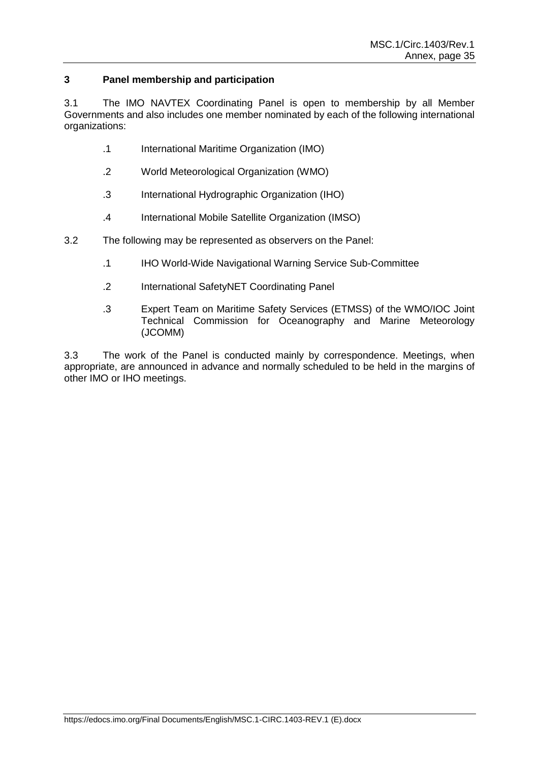### 3 Panel membership and participation

3.1 The IMO NAVTEX Coordinating Panel is open to membership by all Member Governments and also includes one member nominated by each of the following international organizations:

.1 International Maritime Organization (IMO)

.2 World Meteorological Organization (WMO)

.3 International Hydrographic Organization (IHO)

.4 International Mobile Satellite Organization (IMSO)

3.2 The following may be represented as observers on the Panel:

.1 IHO World-Wide Navigational Warning Service Sub-Committee

.2 International SafetyNET Coordinating Panel

.3 Expert Team on Maritime Safety Services (ETMSS) of the WMO/IOC Joint Technical Commission for Oceanography and Marine Meteorology (JCOMM)

3.3 The work of the Panel is conducted mainly by correspondence. Meetings, when appropriate, are announced in advance and normally scheduled to be held in the margins of other IMO or IHO meetings.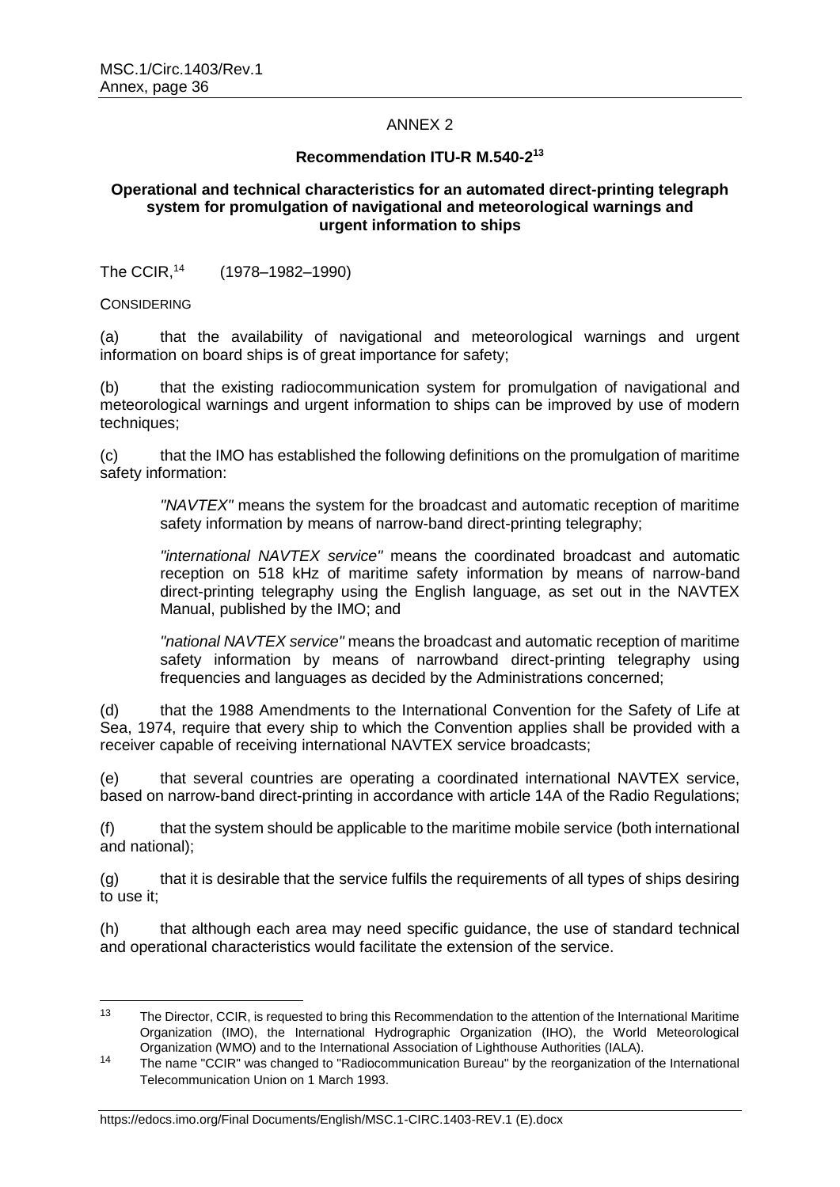ANNEX 2

**Recommendation ITU-R M.540-2[13]**

**Operational and technical characteristics for an automated direct-printing telegraph system for promulgation of navigational and meteorological warnings and urgent information to ships**

The CCIR,[14] (1978–1982–1990)

CONSIDERING

(a) that the availability of navigational and meteorological warnings and urgent information on board ships is of great importance for safety;

(b) that the existing radiocommunication system for promulgation of navigational and meteorological warnings and urgent information to ships can be improved by use of modern techniques;

(c) that the IMO has established the following definitions on the promulgation of maritime safety information:

> *"NAVTEX"* means the system for the broadcast and automatic reception of maritime safety information by means of narrow-band direct-printing telegraphy;
>
> *"international NAVTEX service"* means the coordinated broadcast and automatic reception on 518 kHz of maritime safety information by means of narrow-band direct-printing telegraphy using the English language, as set out in the NAVTEX Manual, published by the IMO; and
>
> *"national NAVTEX service"* means the broadcast and automatic reception of maritime safety information by means of narrowband direct-printing telegraphy using frequencies and languages as decided by the Administrations concerned;

(d) that the 1988 Amendments to the International Convention for the Safety of Life at Sea, 1974, require that every ship to which the Convention applies shall be provided with a receiver capable of receiving international NAVTEX service broadcasts;

(e) that several countries are operating a coordinated international NAVTEX service, based on narrow-band direct-printing in accordance with article 14A of the Radio Regulations;

(f) that the system should be applicable to the maritime mobile service (both international and national);

(g) that it is desirable that the service fulfils the requirements of all types of ships desiring to use it;

(h) that although each area may need specific guidance, the use of standard technical and operational characteristics would facilitate the extension of the service.

---

[13] The Director, CCIR, is requested to bring this Recommendation to the attention of the International Maritime Organization (IMO), the International Hydrographic Organization (IHO), the World Meteorological Organization (WMO) and to the International Association of Lighthouse Authorities (IALA).

[14] The name "CCIR" was changed to "Radiocommunication Bureau" by the reorganization of the International Telecommunication Union on 1 March 1993.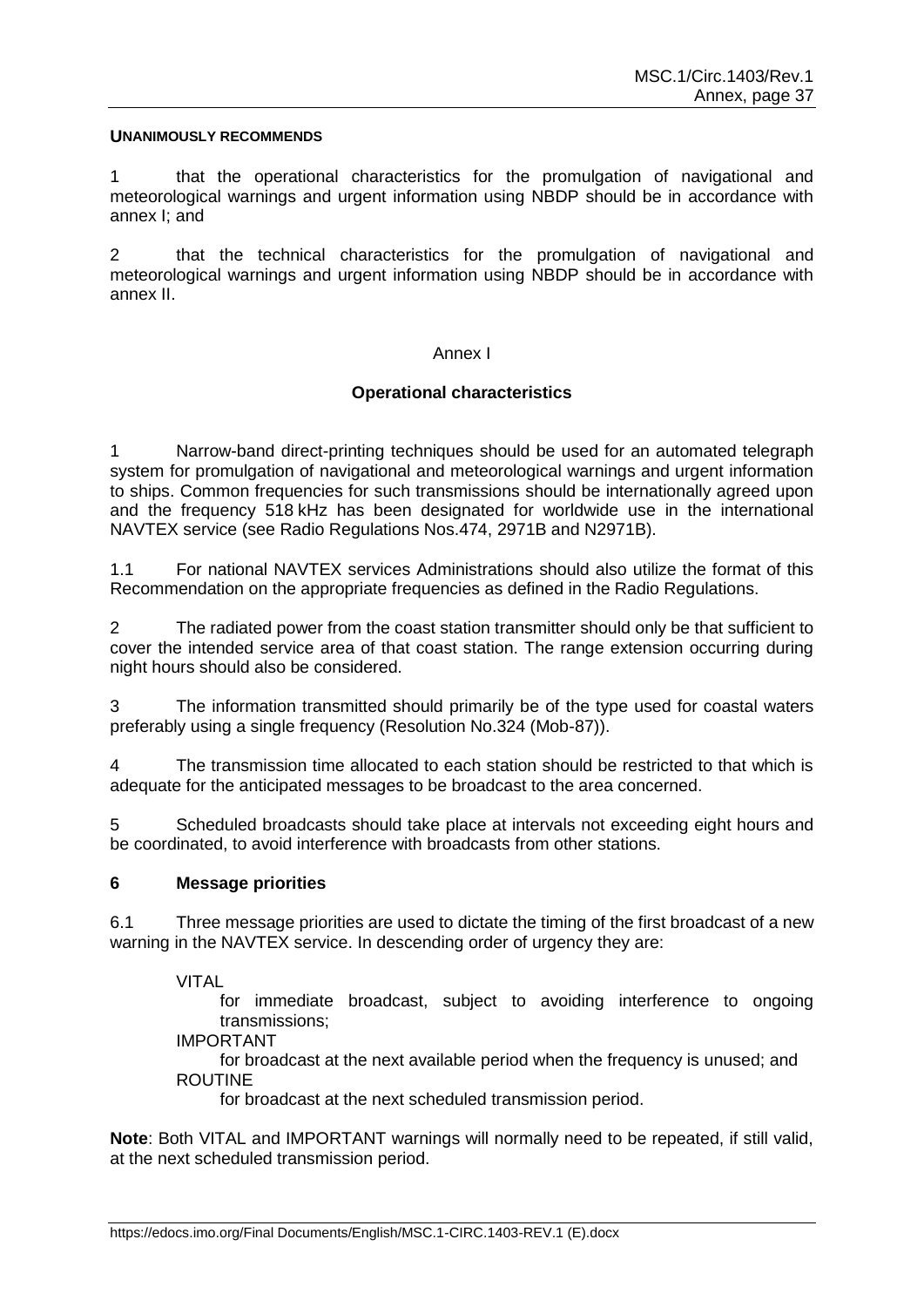**UNANIMOUSLY RECOMMENDS**

1 that the operational characteristics for the promulgation of navigational and meteorological warnings and urgent information using NBDP should be in accordance with annex I; and

2 that the technical characteristics for the promulgation of navigational and meteorological warnings and urgent information using NBDP should be in accordance with annex II.

Annex I

**Operational characteristics**

1 Narrow-band direct-printing techniques should be used for an automated telegraph system for promulgation of navigational and meteorological warnings and urgent information to ships. Common frequencies for such transmissions should be internationally agreed upon and the frequency 518 kHz has been designated for worldwide use in the international NAVTEX service (see Radio Regulations Nos.474, 2971B and N2971B).

1.1 For national NAVTEX services Administrations should also utilize the format of this Recommendation on the appropriate frequencies as defined in the Radio Regulations.

2 The radiated power from the coast station transmitter should only be that sufficient to cover the intended service area of that coast station. The range extension occurring during night hours should also be considered.

3 The information transmitted should primarily be of the type used for coastal waters preferably using a single frequency (Resolution No.324 (Mob-87)).

4 The transmission time allocated to each station should be restricted to that which is adequate for the anticipated messages to be broadcast to the area concerned.

5 Scheduled broadcasts should take place at intervals not exceeding eight hours and be coordinated, to avoid interference with broadcasts from other stations.

**6 Message priorities**

6.1 Three message priorities are used to dictate the timing of the first broadcast of a new warning in the NAVTEX service. In descending order of urgency they are:

VITAL
: for immediate broadcast, subject to avoiding interference to ongoing transmissions;

IMPORTANT
: for broadcast at the next available period when the frequency is unused; and

ROUTINE
: for broadcast at the next scheduled transmission period.

**Note**: Both VITAL and IMPORTANT warnings will normally need to be repeated, if still valid, at the next scheduled transmission period.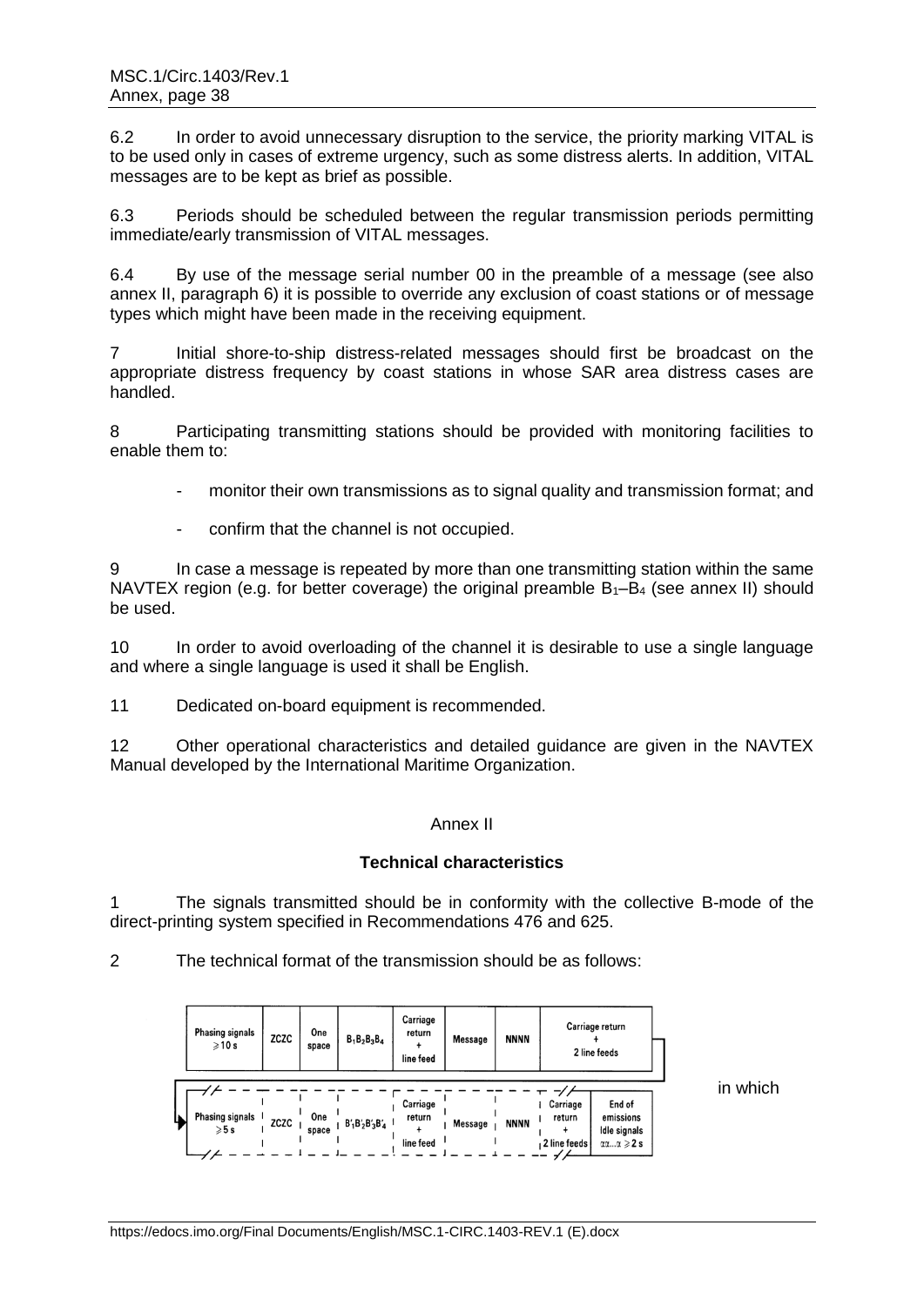6.2 In order to avoid unnecessary disruption to the service, the priority marking VITAL is to be used only in cases of extreme urgency, such as some distress alerts. In addition, VITAL messages are to be kept as brief as possible.

6.3 Periods should be scheduled between the regular transmission periods permitting immediate/early transmission of VITAL messages.

6.4 By use of the message serial number 00 in the preamble of a message (see also annex II, paragraph 6) it is possible to override any exclusion of coast stations or of message types which might have been made in the receiving equipment.

7 Initial shore-to-ship distress-related messages should first be broadcast on the appropriate distress frequency by coast stations in whose SAR area distress cases are handled.

8 Participating transmitting stations should be provided with monitoring facilities to enable them to:

- monitor their own transmissions as to signal quality and transmission format; and
- confirm that the channel is not occupied.

9 In case a message is repeated by more than one transmitting station within the same NAVTEX region (e.g. for better coverage) the original preamble $B_1$–$B_4$ (see annex II) should be used.

10 In order to avoid overloading of the channel it is desirable to use a single language and where a single language is used it shall be English.

11 Dedicated on-board equipment is recommended.

12 Other operational characteristics and detailed guidance are given in the NAVTEX Manual developed by the International Maritime Organization.

Annex II

**Technical characteristics**

1 The signals transmitted should be in conformity with the collective B-mode of the direct-printing system specified in Recommendations 476 and 625.

2 The technical format of the transmission should be as follows:

| Phasing signals ⩾10 s | ZCZC | One space | $B_1B_2B_3B_4$ | Carriage return + line feed | Message | NNNN | Carriage return + 2 line feeds | |
|---|---|---|---|---|---|---|---|---|
| Phasing signals ⩾5 s | ZCZC | One space | $B'_1B'_2B'_3B'_4$ | Carriage return + line feed | Message | NNNN | Carriage return + 2 line feeds | End of emissions Idle signals $\alpha\alpha...\alpha \geqslant 2$ s |

in which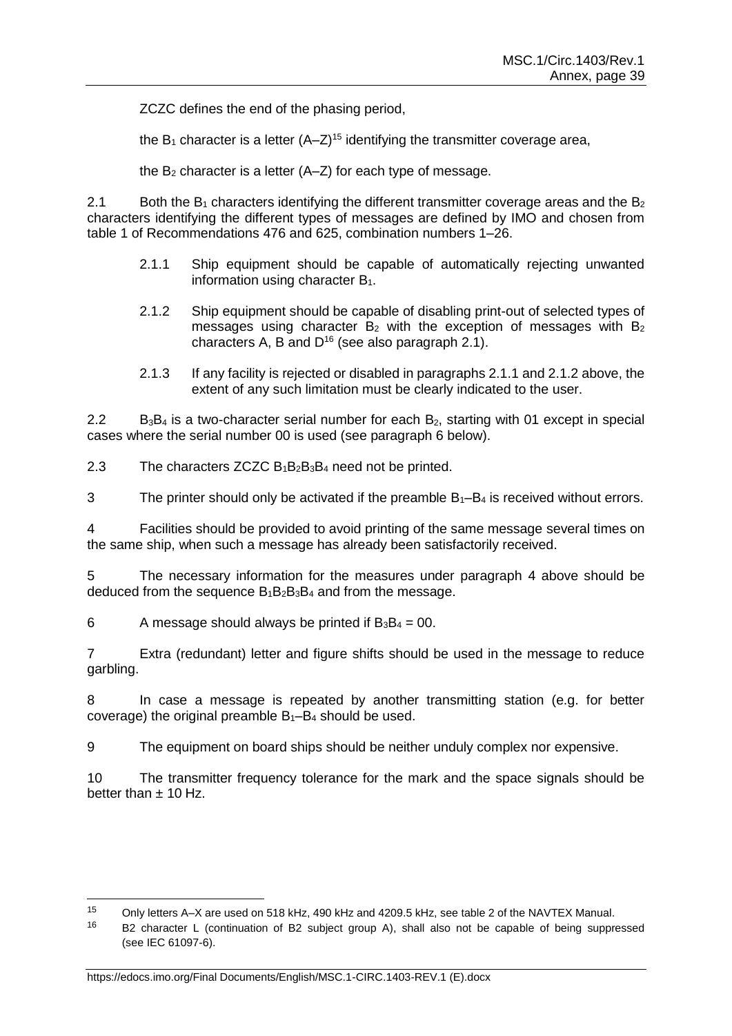ZCZC defines the end of the phasing period,

the $B_1$ character is a letter (A–Z)[15] identifying the transmitter coverage area,

the $B_2$ character is a letter (A–Z) for each type of message.

2.1 Both the $B_1$ characters identifying the different transmitter coverage areas and the $B_2$ characters identifying the different types of messages are defined by IMO and chosen from table 1 of Recommendations 476 and 625, combination numbers 1–26.

2.1.1 Ship equipment should be capable of automatically rejecting unwanted information using character $B_1$.

2.1.2 Ship equipment should be capable of disabling print-out of selected types of messages using character $B_2$ with the exception of messages with $B_2$ characters A, B and D[16] (see also paragraph 2.1).

2.1.3 If any facility is rejected or disabled in paragraphs 2.1.1 and 2.1.2 above, the extent of any such limitation must be clearly indicated to the user.

2.2 $B_3B_4$ is a two-character serial number for each $B_2$, starting with 01 except in special cases where the serial number 00 is used (see paragraph 6 below).

2.3 The characters ZCZC $B_1B_2B_3B_4$ need not be printed.

3 The printer should only be activated if the preamble $B_1$–$B_4$ is received without errors.

4 Facilities should be provided to avoid printing of the same message several times on the same ship, when such a message has already been satisfactorily received.

5 The necessary information for the measures under paragraph 4 above should be deduced from the sequence $B_1B_2B_3B_4$ and from the message.

6 A message should always be printed if $B_3B_4 = 00$.

7 Extra (redundant) letter and figure shifts should be used in the message to reduce garbling.

8 In case a message is repeated by another transmitting station (e.g. for better coverage) the original preamble $B_1$–$B_4$ should be used.

9 The equipment on board ships should be neither unduly complex nor expensive.

10 The transmitter frequency tolerance for the mark and the space signals should be better than ± 10 Hz.

---

[15] Only letters A–X are used on 518 kHz, 490 kHz and 4209.5 kHz, see table 2 of the NAVTEX Manual.

[16] B2 character L (continuation of B2 subject group A), shall also not be capable of being suppressed (see IEC 61097-6).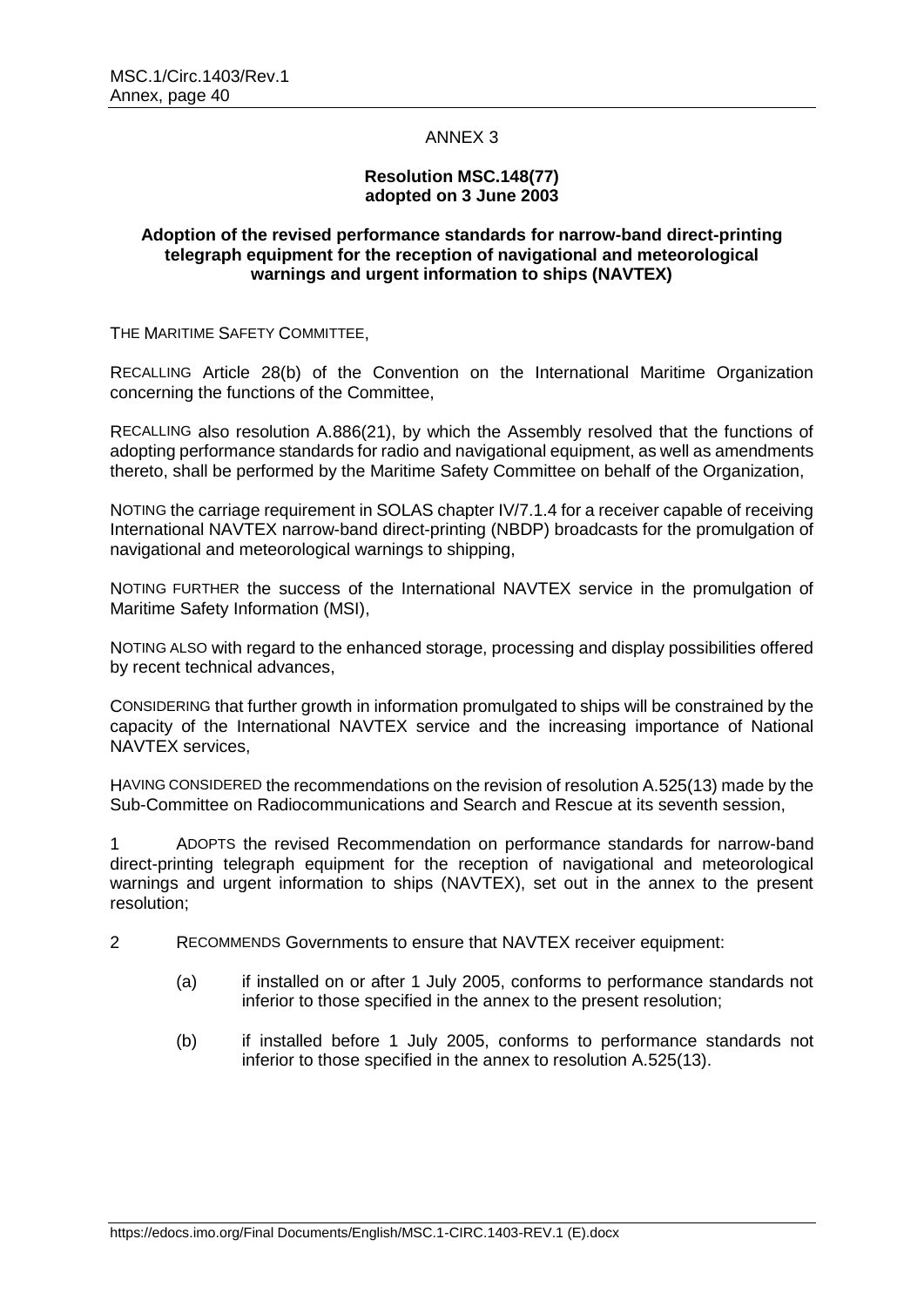ANNEX 3

**Resolution MSC.148(77)**
**adopted on 3 June 2003**

**Adoption of the revised performance standards for narrow-band direct-printing telegraph equipment for the reception of navigational and meteorological warnings and urgent information to ships (NAVTEX)**

THE MARITIME SAFETY COMMITTEE,

RECALLING Article 28(b) of the Convention on the International Maritime Organization concerning the functions of the Committee,

RECALLING also resolution A.886(21), by which the Assembly resolved that the functions of adopting performance standards for radio and navigational equipment, as well as amendments thereto, shall be performed by the Maritime Safety Committee on behalf of the Organization,

NOTING the carriage requirement in SOLAS chapter IV/7.1.4 for a receiver capable of receiving International NAVTEX narrow-band direct-printing (NBDP) broadcasts for the promulgation of navigational and meteorological warnings to shipping,

NOTING FURTHER the success of the International NAVTEX service in the promulgation of Maritime Safety Information (MSI),

NOTING ALSO with regard to the enhanced storage, processing and display possibilities offered by recent technical advances,

CONSIDERING that further growth in information promulgated to ships will be constrained by the capacity of the International NAVTEX service and the increasing importance of National NAVTEX services,

HAVING CONSIDERED the recommendations on the revision of resolution A.525(13) made by the Sub-Committee on Radiocommunications and Search and Rescue at its seventh session,

1 ADOPTS the revised Recommendation on performance standards for narrow-band direct-printing telegraph equipment for the reception of navigational and meteorological warnings and urgent information to ships (NAVTEX), set out in the annex to the present resolution;

2 RECOMMENDS Governments to ensure that NAVTEX receiver equipment:

(a) if installed on or after 1 July 2005, conforms to performance standards not inferior to those specified in the annex to the present resolution;

(b) if installed before 1 July 2005, conforms to performance standards not inferior to those specified in the annex to resolution A.525(13).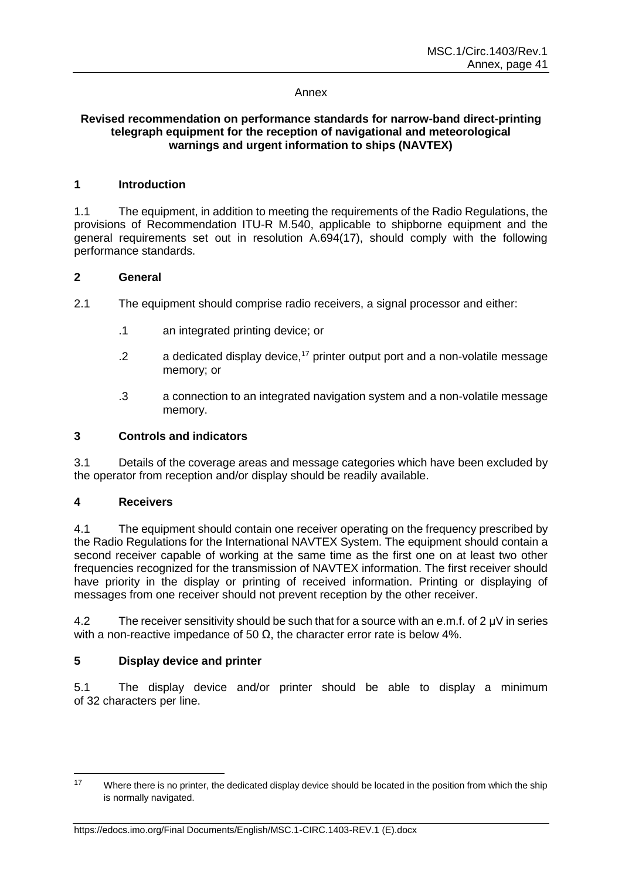Annex

**Revised recommendation on performance standards for narrow-band direct-printing telegraph equipment for the reception of navigational and meteorological warnings and urgent information to ships (NAVTEX)**

## 1 Introduction

1.1 The equipment, in addition to meeting the requirements of the Radio Regulations, the provisions of Recommendation ITU-R M.540, applicable to shipborne equipment and the general requirements set out in resolution A.694(17), should comply with the following performance standards.

## 2 General

2.1 The equipment should comprise radio receivers, a signal processor and either:

.1 an integrated printing device; or

.2 a dedicated display device,[17] printer output port and a non-volatile message memory; or

.3 a connection to an integrated navigation system and a non-volatile message memory.

## 3 Controls and indicators

3.1 Details of the coverage areas and message categories which have been excluded by the operator from reception and/or display should be readily available.

## 4 Receivers

4.1 The equipment should contain one receiver operating on the frequency prescribed by the Radio Regulations for the International NAVTEX System. The equipment should contain a second receiver capable of working at the same time as the first one on at least two other frequencies recognized for the transmission of NAVTEX information. The first receiver should have priority in the display or printing of received information. Printing or displaying of messages from one receiver should not prevent reception by the other receiver.

4.2 The receiver sensitivity should be such that for a source with an e.m.f. of 2 μV in series with a non-reactive impedance of 50 Ω, the character error rate is below 4%.

## 5 Display device and printer

5.1 The display device and/or printer should be able to display a minimum of 32 characters per line.

---

[17] Where there is no printer, the dedicated display device should be located in the position from which the ship is normally navigated.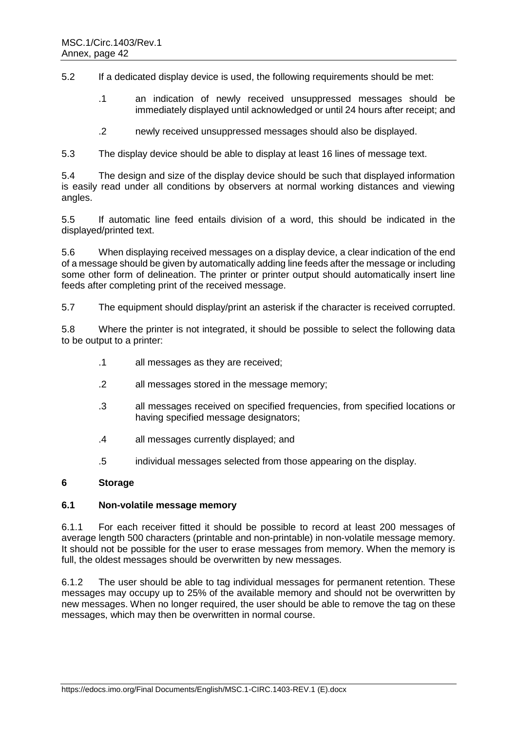5.2 If a dedicated display device is used, the following requirements should be met:

.1 an indication of newly received unsuppressed messages should be immediately displayed until acknowledged or until 24 hours after receipt; and

.2 newly received unsuppressed messages should also be displayed.

5.3 The display device should be able to display at least 16 lines of message text.

5.4 The design and size of the display device should be such that displayed information is easily read under all conditions by observers at normal working distances and viewing angles.

5.5 If automatic line feed entails division of a word, this should be indicated in the displayed/printed text.

5.6 When displaying received messages on a display device, a clear indication of the end of a message should be given by automatically adding line feeds after the message or including some other form of delineation. The printer or printer output should automatically insert line feeds after completing print of the received message.

5.7 The equipment should display/print an asterisk if the character is received corrupted.

5.8 Where the printer is not integrated, it should be possible to select the following data to be output to a printer:

.1 all messages as they are received;

.2 all messages stored in the message memory;

.3 all messages received on specified frequencies, from specified locations or having specified message designators;

.4 all messages currently displayed; and

.5 individual messages selected from those appearing on the display.

## 6 Storage

### 6.1 Non-volatile message memory

6.1.1 For each receiver fitted it should be possible to record at least 200 messages of average length 500 characters (printable and non-printable) in non-volatile message memory. It should not be possible for the user to erase messages from memory. When the memory is full, the oldest messages should be overwritten by new messages.

6.1.2 The user should be able to tag individual messages for permanent retention. These messages may occupy up to 25% of the available memory and should not be overwritten by new messages. When no longer required, the user should be able to remove the tag on these messages, which may then be overwritten in normal course.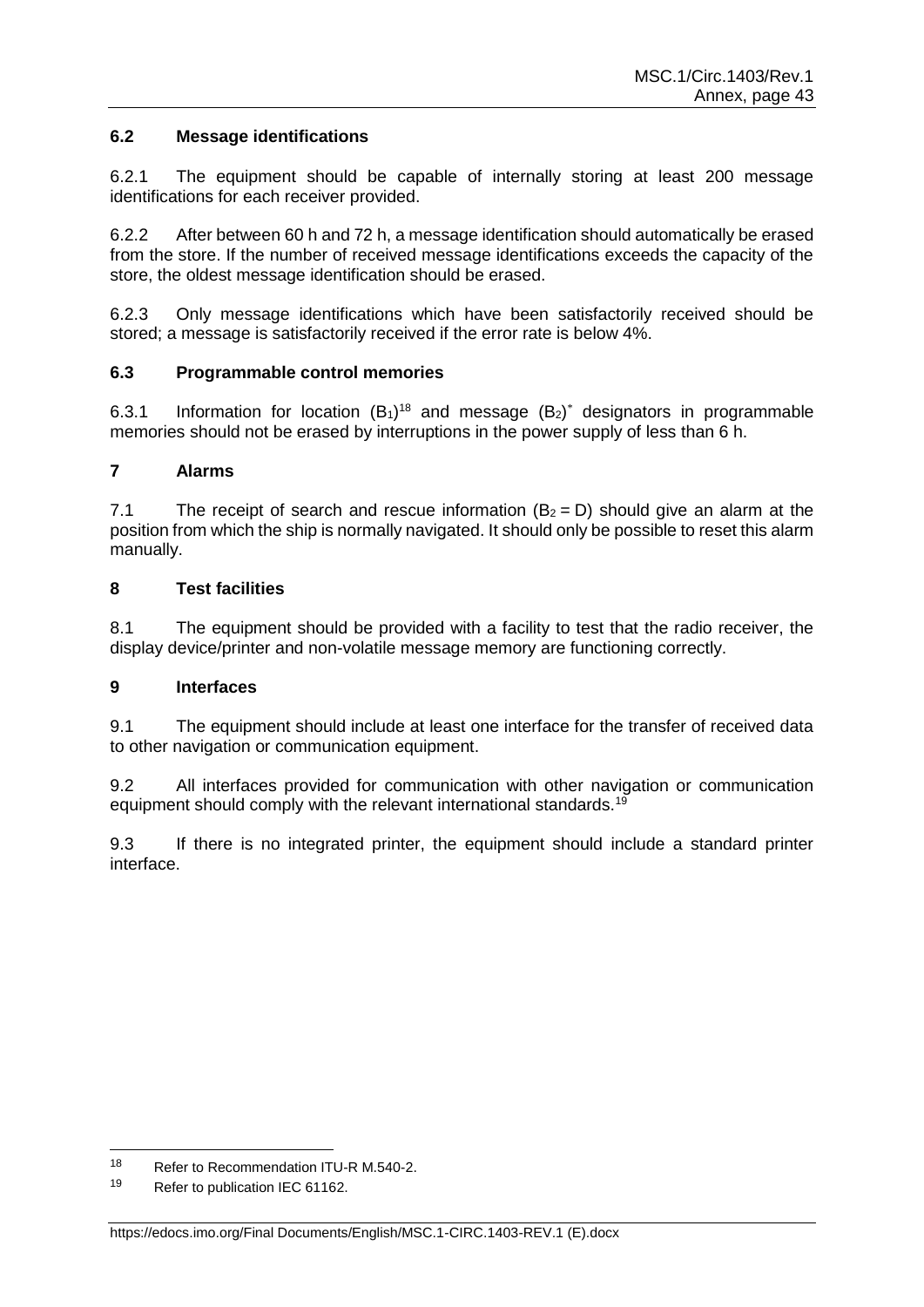### 6.2 Message identifications

6.2.1 The equipment should be capable of internally storing at least 200 message identifications for each receiver provided.

6.2.2 After between 60 h and 72 h, a message identification should automatically be erased from the store. If the number of received message identifications exceeds the capacity of the store, the oldest message identification should be erased.

6.2.3 Only message identifications which have been satisfactorily received should be stored; a message is satisfactorily received if the error rate is below 4%.

### 6.3 Programmable control memories

6.3.1 Information for location ($B_1$)[18] and message ($B_2$)[*] designators in programmable memories should not be erased by interruptions in the power supply of less than 6 h.

### 7 Alarms

7.1 The receipt of search and rescue information ($B_2$ = D) should give an alarm at the position from which the ship is normally navigated. It should only be possible to reset this alarm manually.

### 8 Test facilities

8.1 The equipment should be provided with a facility to test that the radio receiver, the display device/printer and non-volatile message memory are functioning correctly.

### 9 Interfaces

9.1 The equipment should include at least one interface for the transfer of received data to other navigation or communication equipment.

9.2 All interfaces provided for communication with other navigation or communication equipment should comply with the relevant international standards.[19]

9.3 If there is no integrated printer, the equipment should include a standard printer interface.

---

[18] Refer to Recommendation ITU-R M.540-2.

[19] Refer to publication IEC 61162.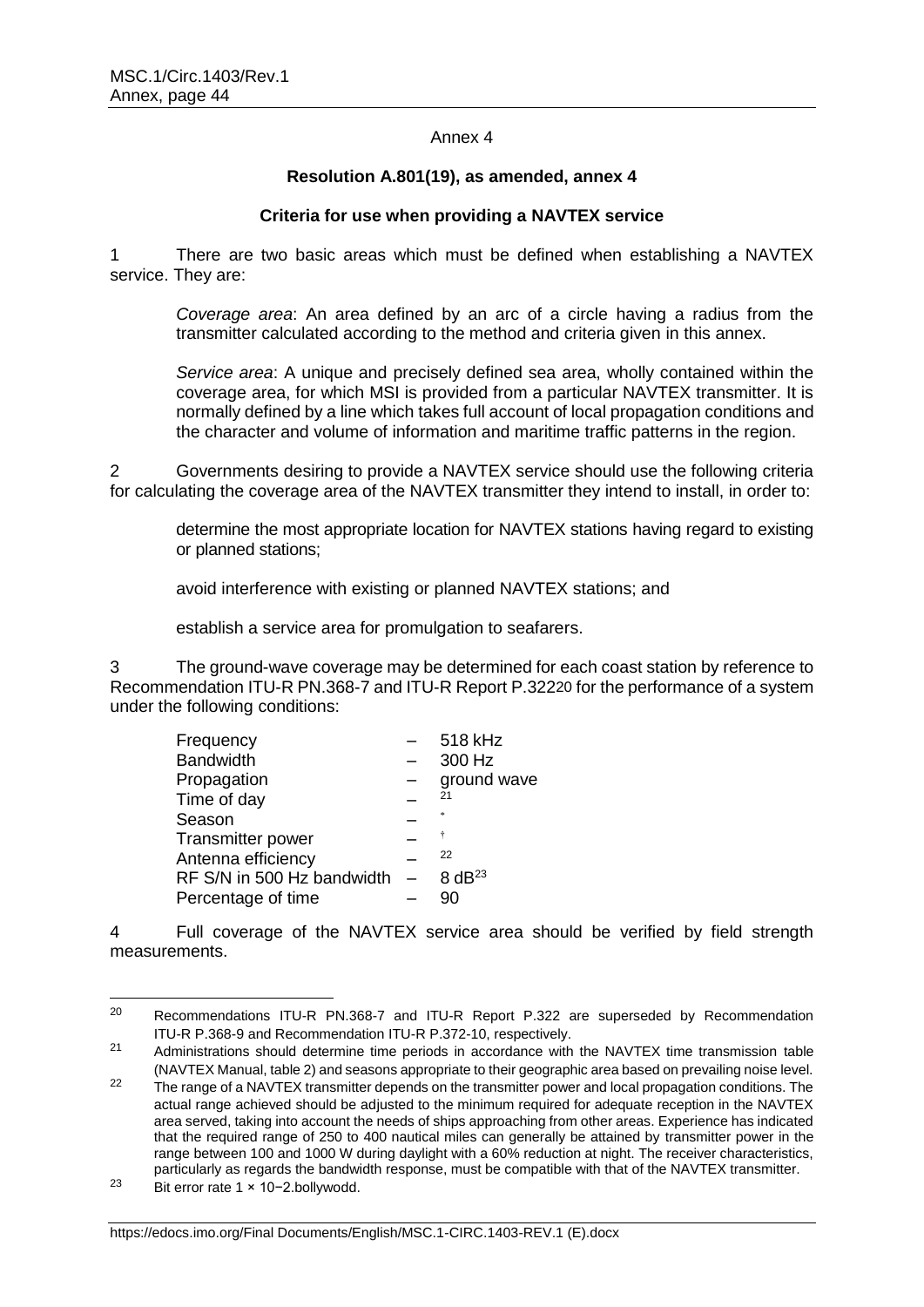Annex 4

**Resolution A.801(19), as amended, annex 4**

**Criteria for use when providing a NAVTEX service**

1 There are two basic areas which must be defined when establishing a NAVTEX service. They are:

> *Coverage area*: An area defined by an arc of a circle having a radius from the transmitter calculated according to the method and criteria given in this annex.
>
> *Service area*: A unique and precisely defined sea area, wholly contained within the coverage area, for which MSI is provided from a particular NAVTEX transmitter. It is normally defined by a line which takes full account of local propagation conditions and the character and volume of information and maritime traffic patterns in the region.

2 Governments desiring to provide a NAVTEX service should use the following criteria for calculating the coverage area of the NAVTEX transmitter they intend to install, in order to:

> determine the most appropriate location for NAVTEX stations having regard to existing or planned stations;
>
> avoid interference with existing or planned NAVTEX stations; and
>
> establish a service area for promulgation to seafarers.

3 The ground-wave coverage may be determined for each coast station by reference to Recommendation ITU-R PN.368-7 and ITU-R Report P.322[20] for the performance of a system under the following conditions:

| | | |
|---|---|---|
| Frequency | – | 518 kHz |
| Bandwidth | – | 300 Hz |
| Propagation | – | ground wave |
| Time of day | – | [21] |
| Season | – | [*] |
| Transmitter power | – | [†] |
| Antenna efficiency | – | [22] |
| RF S/N in 500 Hz bandwidth | – | 8 dB[23] |
| Percentage of time | – | 90 |

4 Full coverage of the NAVTEX service area should be verified by field strength measurements.

---

[20] Recommendations ITU-R PN.368-7 and ITU-R Report P.322 are superseded by Recommendation ITU-R P.368-9 and Recommendation ITU-R P.372-10, respectively.

[21] Administrations should determine time periods in accordance with the NAVTEX time transmission table (NAVTEX Manual, table 2) and seasons appropriate to their geographic area based on prevailing noise level.

[22] The range of a NAVTEX transmitter depends on the transmitter power and local propagation conditions. The actual range achieved should be adjusted to the minimum required for adequate reception in the NAVTEX area served, taking into account the needs of ships approaching from other areas. Experience has indicated that the required range of 250 to 400 nautical miles can generally be attained by transmitter power in the range between 100 and 1000 W during daylight with a 60% reduction at night. The receiver characteristics, particularly as regards the bandwidth response, must be compatible with that of the NAVTEX transmitter.

[23] Bit error rate $1 \times 10^{-2}$.bollywodd.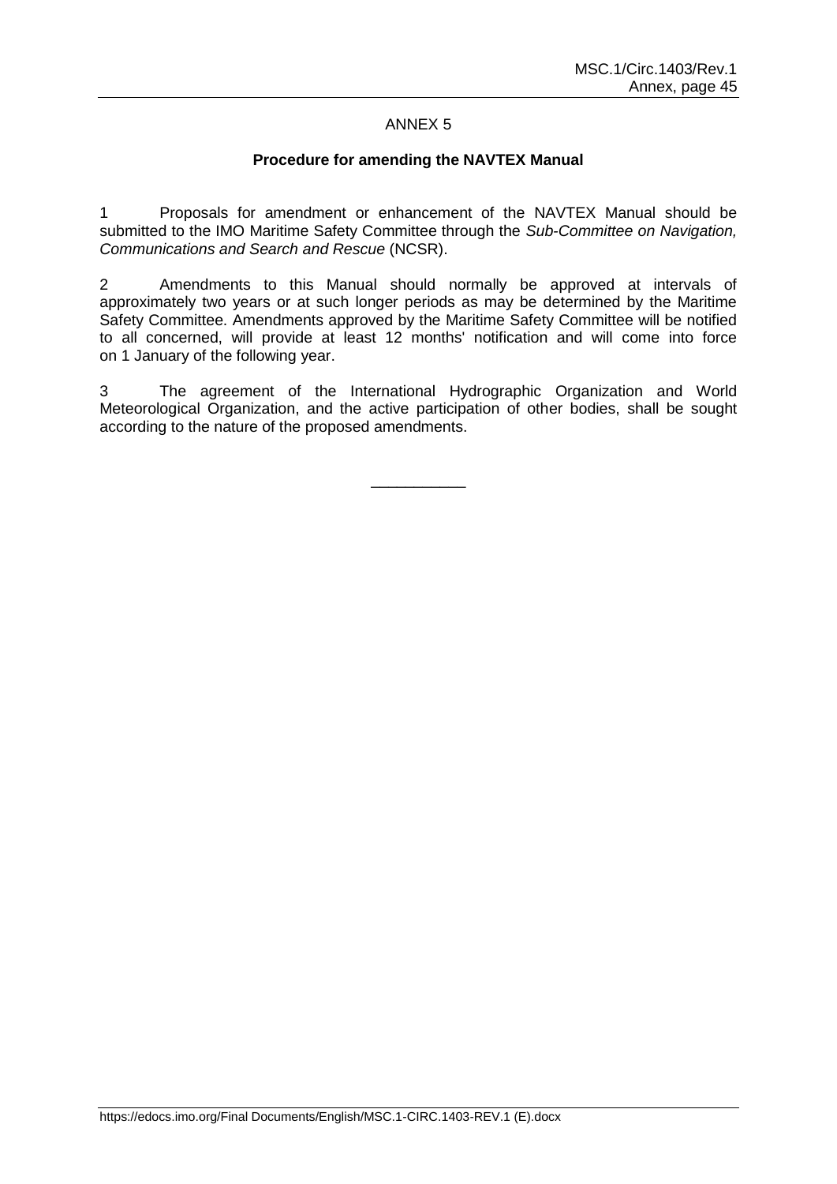# ANNEX 5

## Procedure for amending the NAVTEX Manual

1 Proposals for amendment or enhancement of the NAVTEX Manual should be submitted to the IMO Maritime Safety Committee through the *Sub-Committee on Navigation, Communications and Search and Rescue* (NCSR).

2 Amendments to this Manual should normally be approved at intervals of approximately two years or at such longer periods as may be determined by the Maritime Safety Committee. Amendments approved by the Maritime Safety Committee will be notified to all concerned, will provide at least 12 months' notification and will come into force on 1 January of the following year.

3 The agreement of the International Hydrographic Organization and World Meteorological Organization, and the active participation of other bodies, shall be sought according to the nature of the proposed amendments.

\_\_\_\_\_\_\_\_\_\_\_